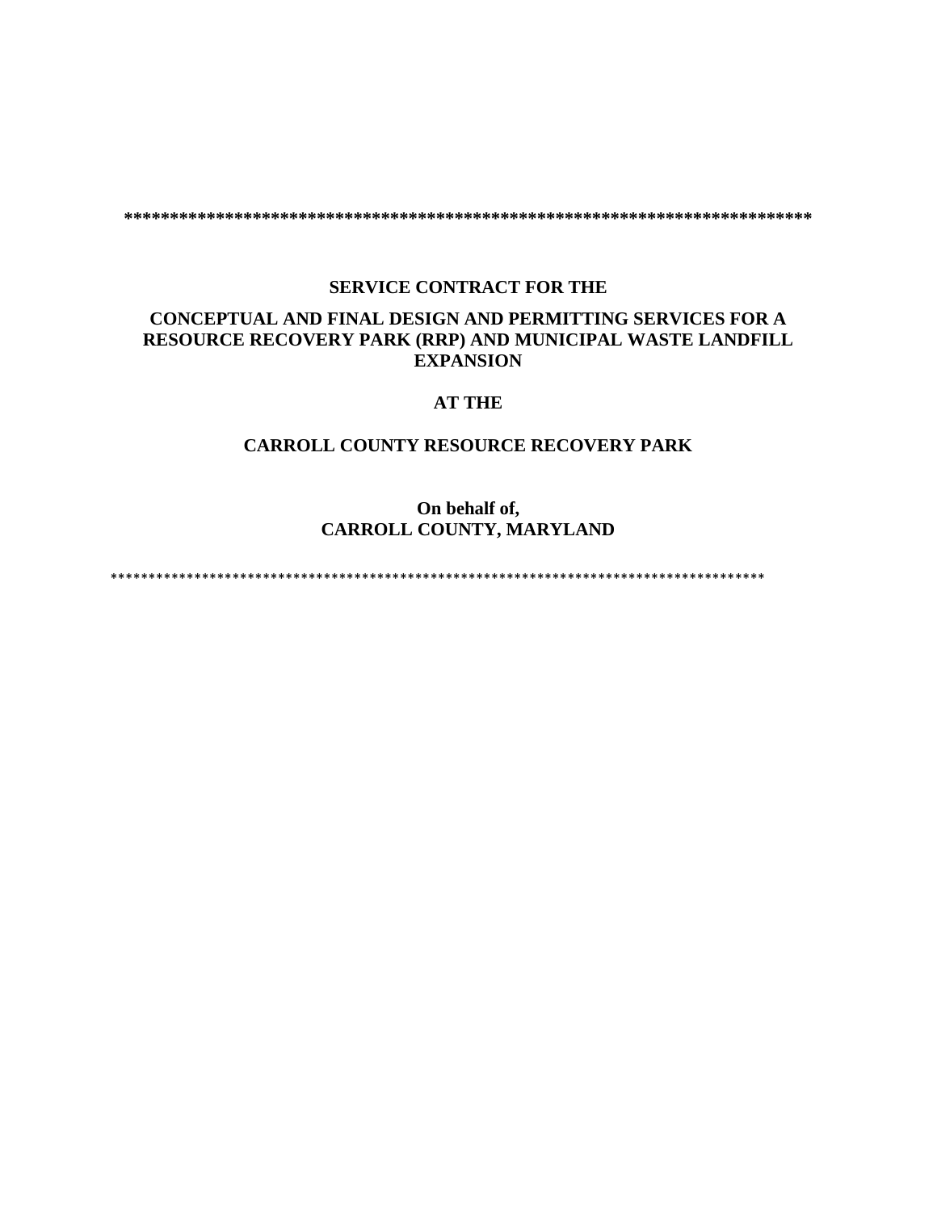*****************************************************************************

**SERVICE CONTRACT FOR THE**

**CONCEPTUAL AND FINAL DESIGN AND PERMITTING SERVICES FOR A RESOURCE RECOVERY PARK (RRP) AND MUNICIPAL WASTE LANDFILL EXPANSION**

**AT THE**

**CARROLL COUNTY RESOURCE RECOVERY PARK**

**On behalf of,**
**CARROLL COUNTY, MARYLAND**

*****************************************************************************************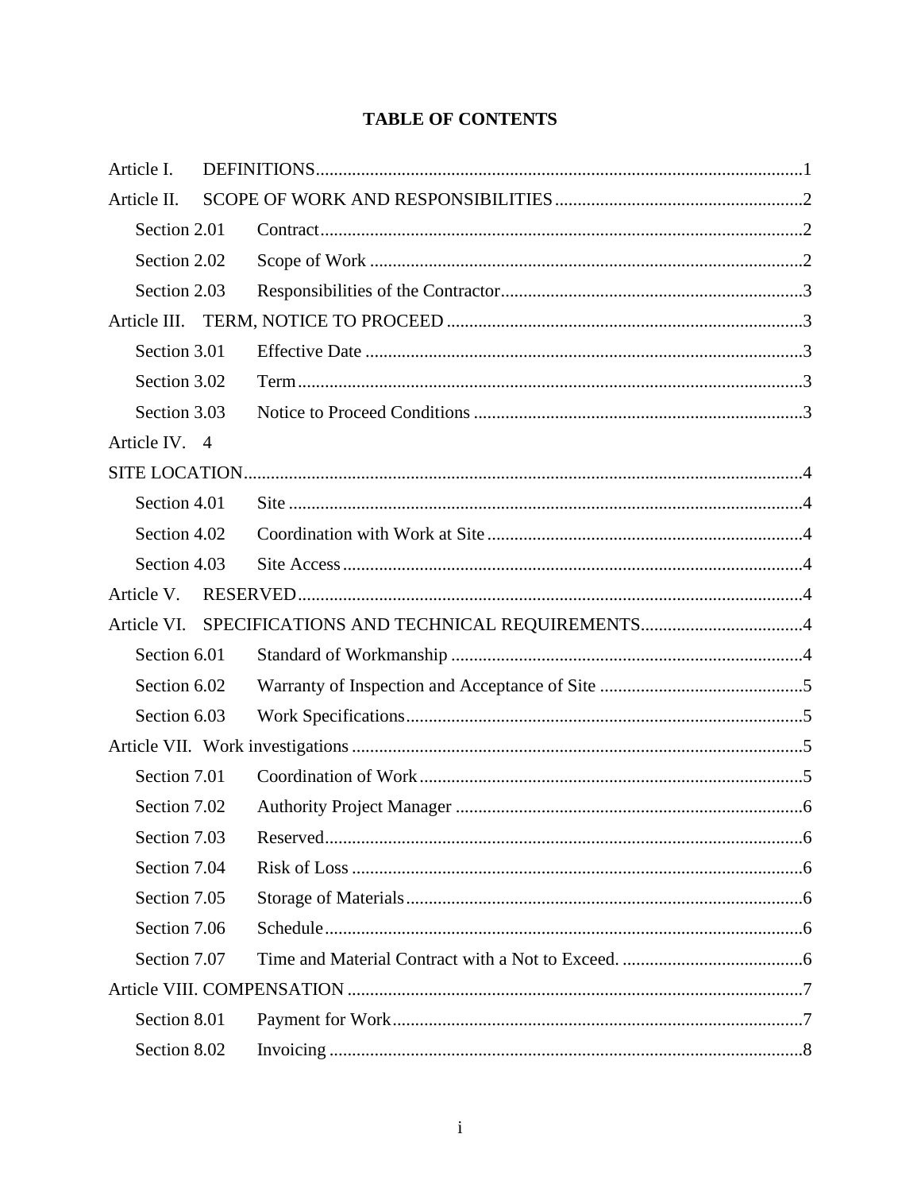# TABLE OF CONTENTS

Article I. DEFINITIONS ........................................................................................................ 1

Article II. SCOPE OF WORK AND RESPONSIBILITIES ..................................................... 2

- Section 2.01 Contract ........................................................................................................ 2
- Section 2.02 Scope of Work ............................................................................................. 2
- Section 2.03 Responsibilities of the Contractor ................................................................ 3

Article III. TERM, NOTICE TO PROCEED ............................................................................ 3

- Section 3.01 Effective Date .............................................................................................. 3
- Section 3.02 Term ............................................................................................................. 3
- Section 3.03 Notice to Proceed Conditions ...................................................................... 3

Article IV. 4

SITE LOCATION ........................................................................................................................ 4

- Section 4.01 Site ................................................................................................................ 4
- Section 4.02 Coordination with Work at Site .................................................................... 4
- Section 4.03 Site Access .................................................................................................... 4

Article V. RESERVED .............................................................................................................. 4

Article VI. SPECIFICATIONS AND TECHNICAL REQUIREMENTS .................................. 4

- Section 6.01 Standard of Workmanship ............................................................................ 4
- Section 6.02 Warranty of Inspection and Acceptance of Site ........................................... 5
- Section 6.03 Work Specifications ...................................................................................... 5

Article VII. Work investigations ................................................................................................ 5

- Section 7.01 Coordination of Work .................................................................................. 5
- Section 7.02 Authority Project Manager ........................................................................... 6
- Section 7.03 Reserved ........................................................................................................ 6
- Section 7.04 Risk of Loss .................................................................................................. 6
- Section 7.05 Storage of Materials ...................................................................................... 6
- Section 7.06 Schedule ........................................................................................................ 6
- Section 7.07 Time and Material Contract with a Not to Exceed. ...................................... 6

Article VIII. COMPENSATION .................................................................................................. 7

- Section 8.01 Payment for Work ......................................................................................... 7
- Section 8.02 Invoicing ........................................................................................................ 8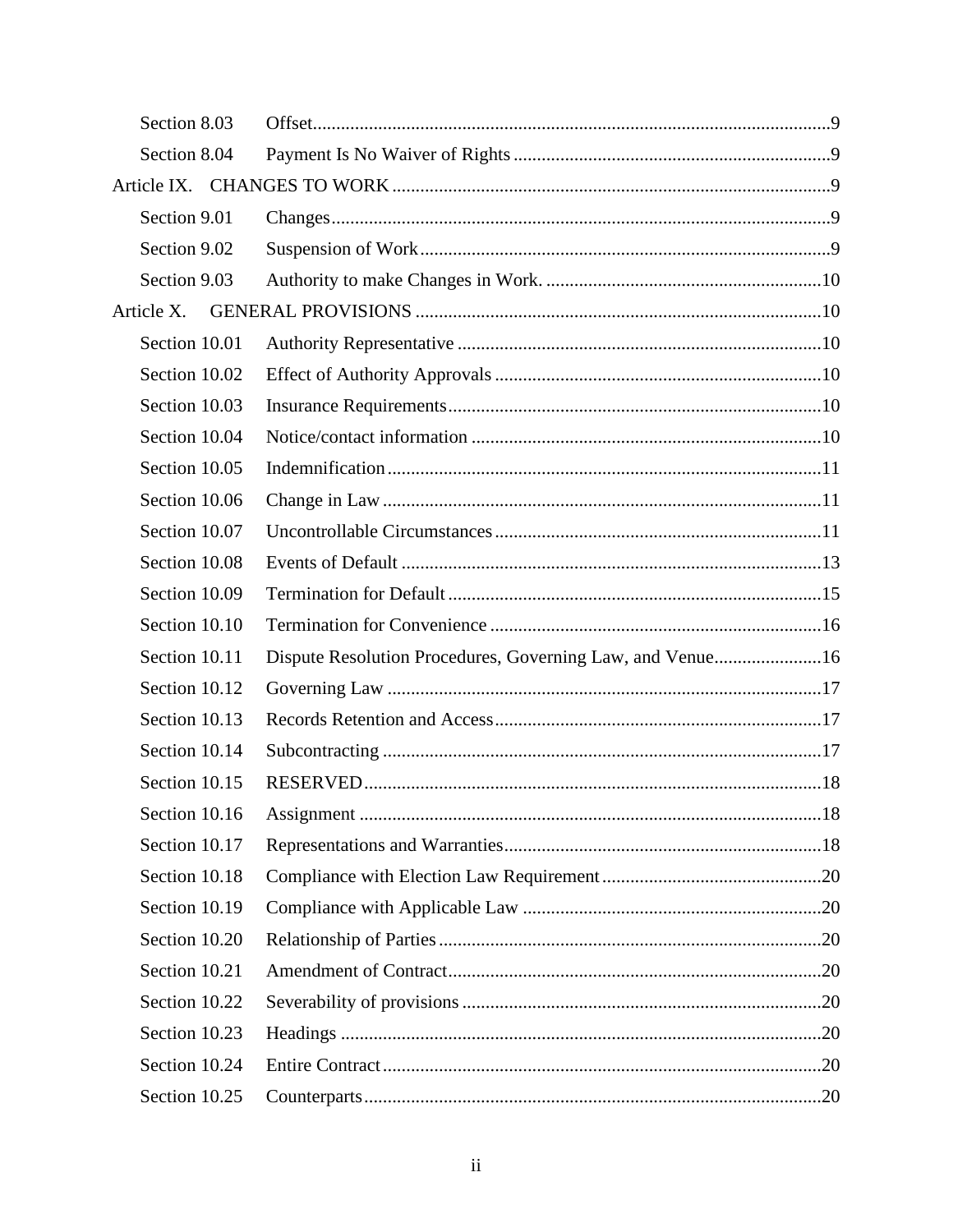Section 8.03 Offset ..... 9

Section 8.04 Payment Is No Waiver of Rights ..... 9

Article IX. CHANGES TO WORK ..... 9

Section 9.01 Changes ..... 9

Section 9.02 Suspension of Work ..... 9

Section 9.03 Authority to make Changes in Work. ..... 10

Article X. GENERAL PROVISIONS ..... 10

Section 10.01 Authority Representative ..... 10

Section 10.02 Effect of Authority Approvals ..... 10

Section 10.03 Insurance Requirements ..... 10

Section 10.04 Notice/contact information ..... 10

Section 10.05 Indemnification ..... 11

Section 10.06 Change in Law ..... 11

Section 10.07 Uncontrollable Circumstances ..... 11

Section 10.08 Events of Default ..... 13

Section 10.09 Termination for Default ..... 15

Section 10.10 Termination for Convenience ..... 16

Section 10.11 Dispute Resolution Procedures, Governing Law, and Venue ..... 16

Section 10.12 Governing Law ..... 17

Section 10.13 Records Retention and Access ..... 17

Section 10.14 Subcontracting ..... 17

Section 10.15 RESERVED ..... 18

Section 10.16 Assignment ..... 18

Section 10.17 Representations and Warranties ..... 18

Section 10.18 Compliance with Election Law Requirement ..... 20

Section 10.19 Compliance with Applicable Law ..... 20

Section 10.20 Relationship of Parties ..... 20

Section 10.21 Amendment of Contract ..... 20

Section 10.22 Severability of provisions ..... 20

Section 10.23 Headings ..... 20

Section 10.24 Entire Contract ..... 20

Section 10.25 Counterparts ..... 20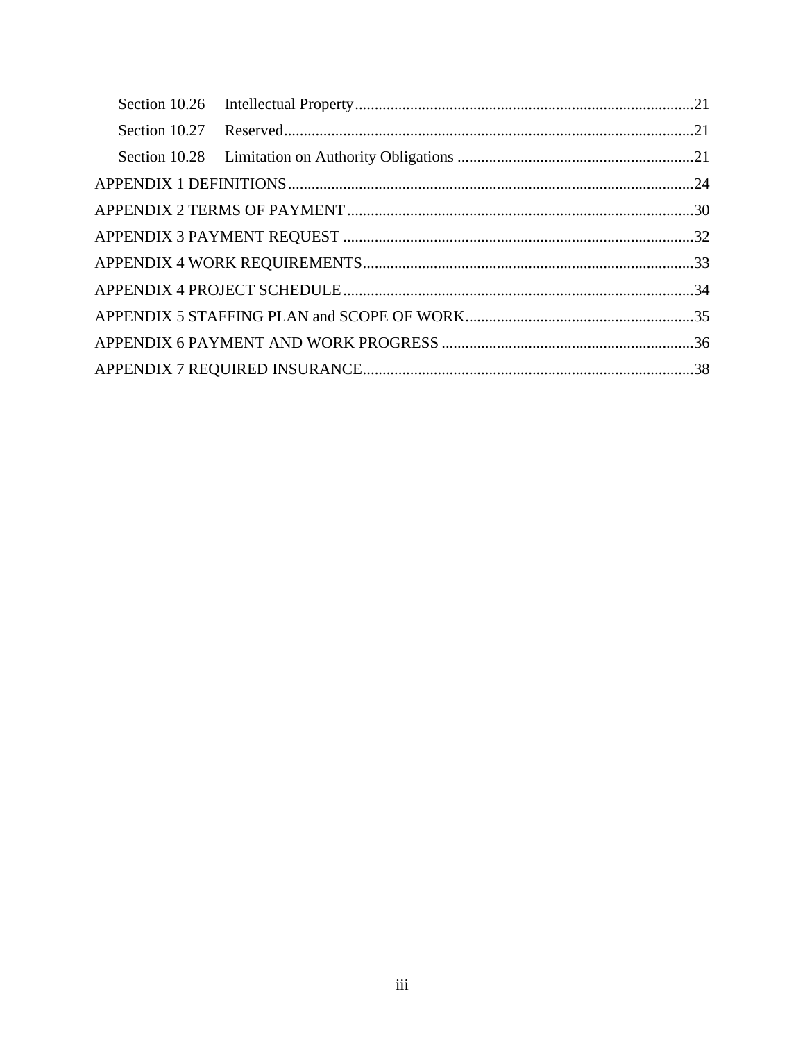Section 10.26 Intellectual Property....................................................................................21

Section 10.27 Reserved....................................................................................................21

Section 10.28 Limitation on Authority Obligations ............................................................21

APPENDIX 1 DEFINITIONS.....................................................................................................24

APPENDIX 2 TERMS OF PAYMENT.......................................................................................30

APPENDIX 3 PAYMENT REQUEST ........................................................................................32

APPENDIX 4 WORK REQUIREMENTS...................................................................................33

APPENDIX 4 PROJECT SCHEDULE........................................................................................34

APPENDIX 5 STAFFING PLAN and SCOPE OF WORK..........................................................35

APPENDIX 6 PAYMENT AND WORK PROGRESS ................................................................36

APPENDIX 7 REQUIRED INSURANCE...................................................................................38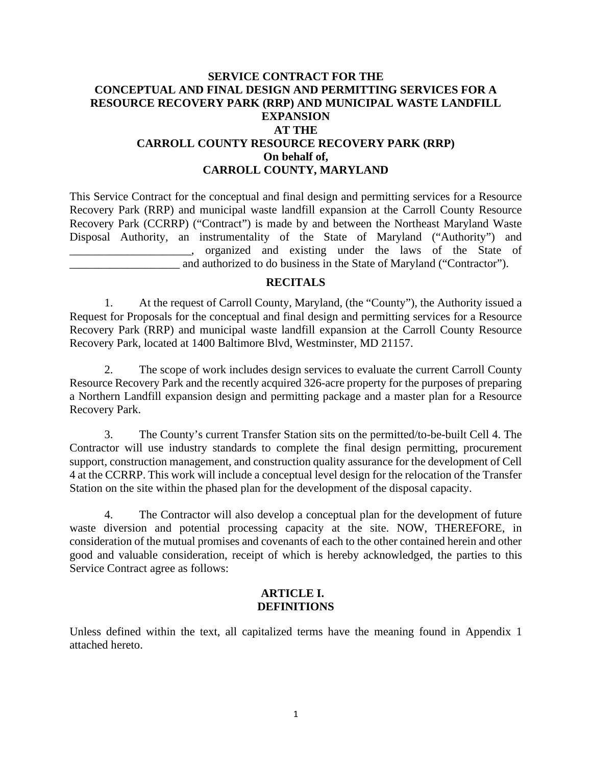**SERVICE CONTRACT FOR THE**
**CONCEPTUAL AND FINAL DESIGN AND PERMITTING SERVICES FOR A RESOURCE RECOVERY PARK (RRP) AND MUNICIPAL WASTE LANDFILL EXPANSION**
**AT THE**
**CARROLL COUNTY RESOURCE RECOVERY PARK (RRP)**
**On behalf of,**
**CARROLL COUNTY, MARYLAND**

This Service Contract for the conceptual and final design and permitting services for a Resource Recovery Park (RRP) and municipal waste landfill expansion at the Carroll County Resource Recovery Park (CCRRP) ("Contract") is made by and between the Northeast Maryland Waste Disposal Authority, an instrumentality of the State of Maryland ("Authority") and _____________________, organized and existing under the laws of the State of ___________________ and authorized to do business in the State of Maryland ("Contractor").

## RECITALS

1. At the request of Carroll County, Maryland, (the "County"), the Authority issued a Request for Proposals for the conceptual and final design and permitting services for a Resource Recovery Park (RRP) and municipal waste landfill expansion at the Carroll County Resource Recovery Park, located at 1400 Baltimore Blvd, Westminster, MD 21157.

2. The scope of work includes design services to evaluate the current Carroll County Resource Recovery Park and the recently acquired 326-acre property for the purposes of preparing a Northern Landfill expansion design and permitting package and a master plan for a Resource Recovery Park.

3. The County's current Transfer Station sits on the permitted/to-be-built Cell 4. The Contractor will use industry standards to complete the final design permitting, procurement support, construction management, and construction quality assurance for the development of Cell 4 at the CCRRP. This work will include a conceptual level design for the relocation of the Transfer Station on the site within the phased plan for the development of the disposal capacity.

4. The Contractor will also develop a conceptual plan for the development of future waste diversion and potential processing capacity at the site. NOW, THEREFORE, in consideration of the mutual promises and covenants of each to the other contained herein and other good and valuable consideration, receipt of which is hereby acknowledged, the parties to this Service Contract agree as follows:

## ARTICLE I.
## DEFINITIONS

Unless defined within the text, all capitalized terms have the meaning found in Appendix 1 attached hereto.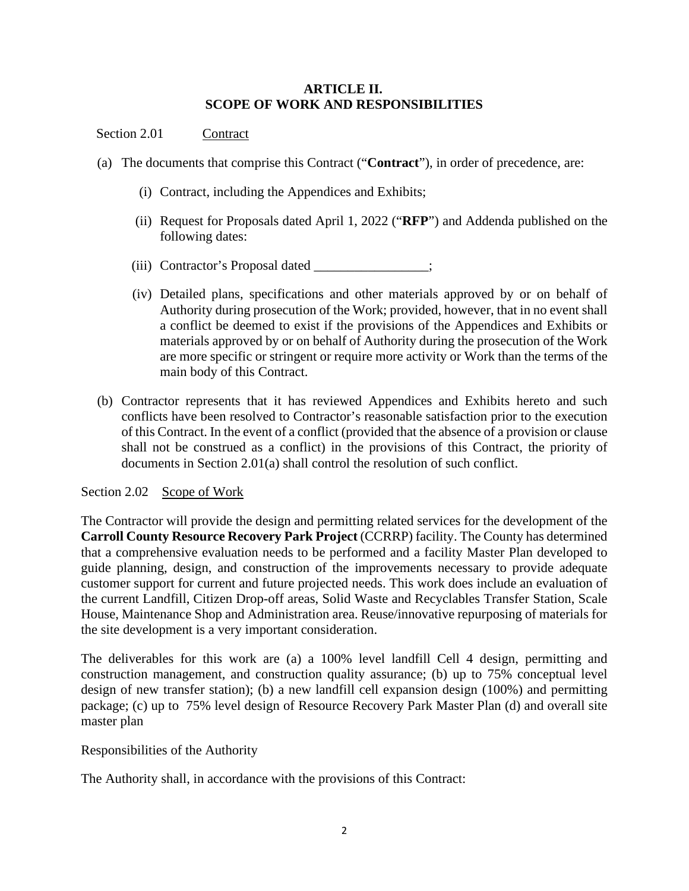# ARTICLE II.
# SCOPE OF WORK AND RESPONSIBILITIES

Section 2.01 Contract

(a) The documents that comprise this Contract ("**Contract**"), in order of precedence, are:

  (i) Contract, including the Appendices and Exhibits;

  (ii) Request for Proposals dated April 1, 2022 ("**RFP**") and Addenda published on the following dates:

  (iii) Contractor's Proposal dated _________________;

  (iv) Detailed plans, specifications and other materials approved by or on behalf of Authority during prosecution of the Work; provided, however, that in no event shall a conflict be deemed to exist if the provisions of the Appendices and Exhibits or materials approved by or on behalf of Authority during the prosecution of the Work are more specific or stringent or require more activity or Work than the terms of the main body of this Contract.

(b) Contractor represents that it has reviewed Appendices and Exhibits hereto and such conflicts have been resolved to Contractor's reasonable satisfaction prior to the execution of this Contract. In the event of a conflict (provided that the absence of a provision or clause shall not be construed as a conflict) in the provisions of this Contract, the priority of documents in Section 2.01(a) shall control the resolution of such conflict.

Section 2.02 Scope of Work

The Contractor will provide the design and permitting related services for the development of the **Carroll County Resource Recovery Park Project** (CCRRP) facility. The County has determined that a comprehensive evaluation needs to be performed and a facility Master Plan developed to guide planning, design, and construction of the improvements necessary to provide adequate customer support for current and future projected needs. This work does include an evaluation of the current Landfill, Citizen Drop-off areas, Solid Waste and Recyclables Transfer Station, Scale House, Maintenance Shop and Administration area. Reuse/innovative repurposing of materials for the site development is a very important consideration.

The deliverables for this work are (a) a 100% level landfill Cell 4 design, permitting and construction management, and construction quality assurance; (b) up to 75% conceptual level design of new transfer station); (b) a new landfill cell expansion design (100%) and permitting package; (c) up to 75% level design of Resource Recovery Park Master Plan (d) and overall site master plan

Responsibilities of the Authority

The Authority shall, in accordance with the provisions of this Contract: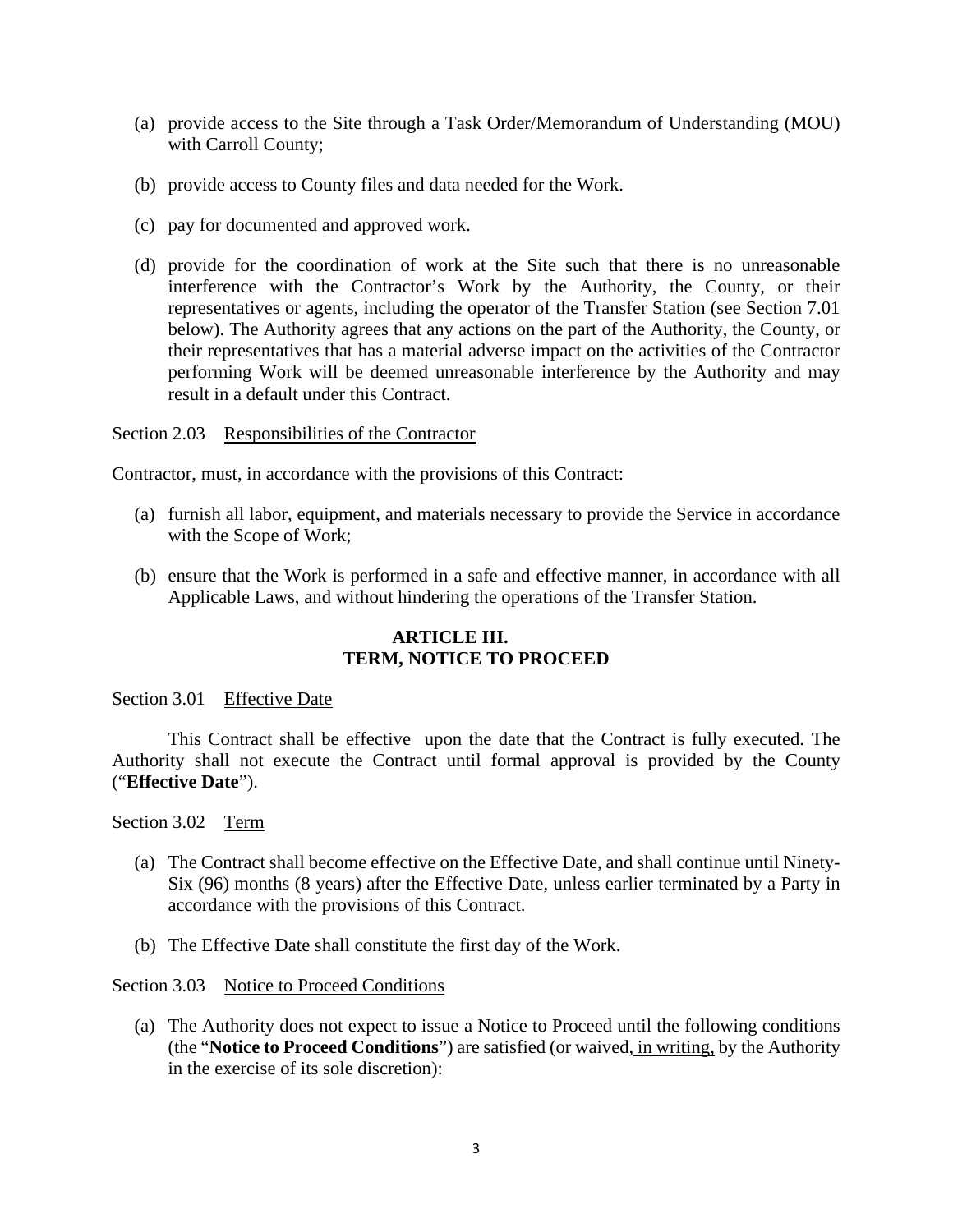(a) provide access to the Site through a Task Order/Memorandum of Understanding (MOU) with Carroll County;

(b) provide access to County files and data needed for the Work.

(c) pay for documented and approved work.

(d) provide for the coordination of work at the Site such that there is no unreasonable interference with the Contractor's Work by the Authority, the County, or their representatives or agents, including the operator of the Transfer Station (see Section 7.01 below). The Authority agrees that any actions on the part of the Authority, the County, or their representatives that has a material adverse impact on the activities of the Contractor performing Work will be deemed unreasonable interference by the Authority and may result in a default under this Contract.

Section 2.03 Responsibilities of the Contractor

Contractor, must, in accordance with the provisions of this Contract:

(a) furnish all labor, equipment, and materials necessary to provide the Service in accordance with the Scope of Work;

(b) ensure that the Work is performed in a safe and effective manner, in accordance with all Applicable Laws, and without hindering the operations of the Transfer Station.

## ARTICLE III. TERM, NOTICE TO PROCEED

Section 3.01 Effective Date

This Contract shall be effective upon the date that the Contract is fully executed. The Authority shall not execute the Contract until formal approval is provided by the County ("**Effective Date**").

Section 3.02 Term

(a) The Contract shall become effective on the Effective Date, and shall continue until Ninety-Six (96) months (8 years) after the Effective Date, unless earlier terminated by a Party in accordance with the provisions of this Contract.

(b) The Effective Date shall constitute the first day of the Work.

Section 3.03 Notice to Proceed Conditions

(a) The Authority does not expect to issue a Notice to Proceed until the following conditions (the "**Notice to Proceed Conditions**") are satisfied (or waived, in writing, by the Authority in the exercise of its sole discretion):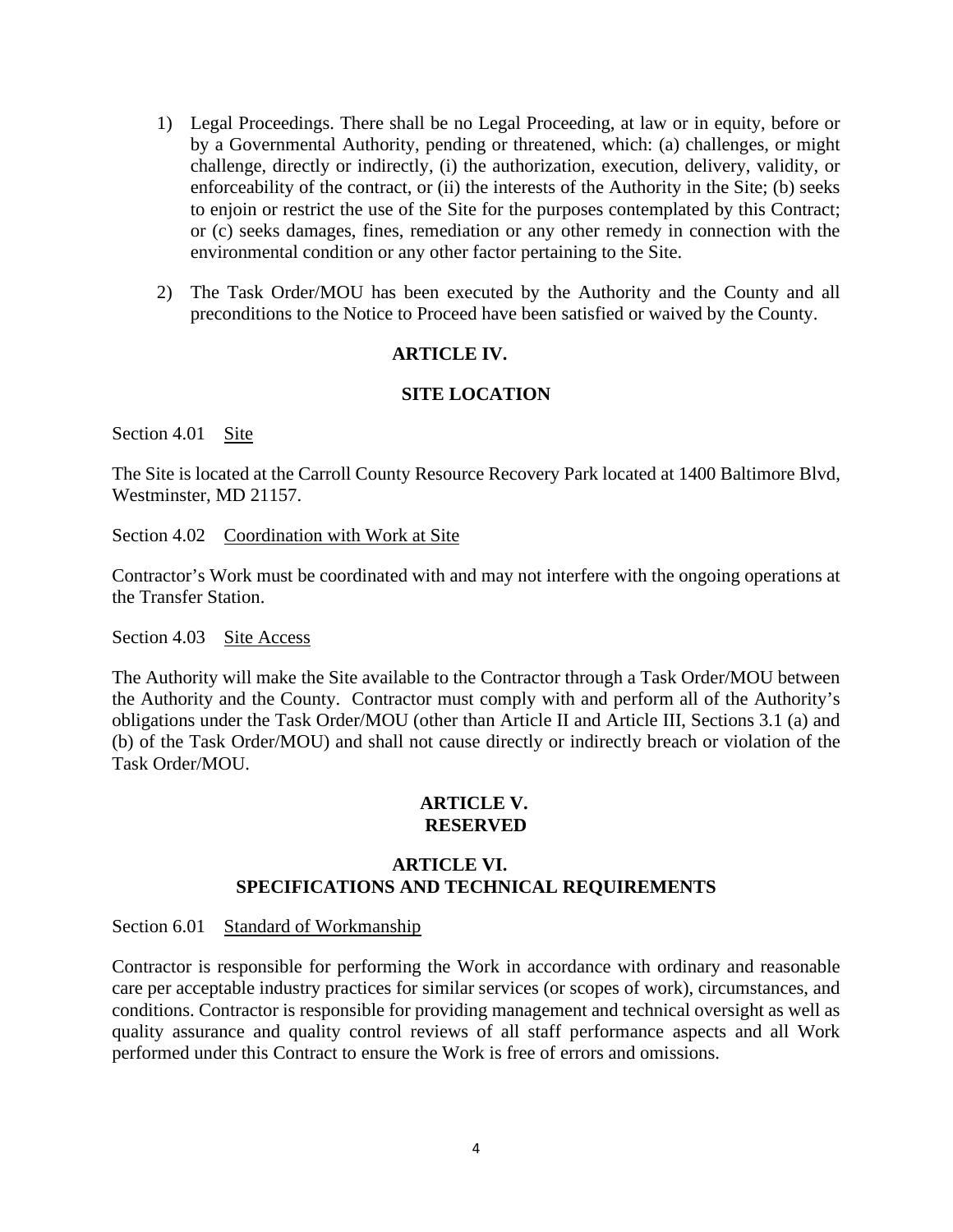1) Legal Proceedings. There shall be no Legal Proceeding, at law or in equity, before or by a Governmental Authority, pending or threatened, which: (a) challenges, or might challenge, directly or indirectly, (i) the authorization, execution, delivery, validity, or enforceability of the contract, or (ii) the interests of the Authority in the Site; (b) seeks to enjoin or restrict the use of the Site for the purposes contemplated by this Contract; or (c) seeks damages, fines, remediation or any other remedy in connection with the environmental condition or any other factor pertaining to the Site.

2) The Task Order/MOU has been executed by the Authority and the County and all preconditions to the Notice to Proceed have been satisfied or waived by the County.

## ARTICLE IV.

## SITE LOCATION

Section 4.01 Site

The Site is located at the Carroll County Resource Recovery Park located at 1400 Baltimore Blvd, Westminster, MD 21157.

Section 4.02 Coordination with Work at Site

Contractor's Work must be coordinated with and may not interfere with the ongoing operations at the Transfer Station.

Section 4.03 Site Access

The Authority will make the Site available to the Contractor through a Task Order/MOU between the Authority and the County. Contractor must comply with and perform all of the Authority's obligations under the Task Order/MOU (other than Article II and Article III, Sections 3.1 (a) and (b) of the Task Order/MOU) and shall not cause directly or indirectly breach or violation of the Task Order/MOU.

## ARTICLE V.
## RESERVED

## ARTICLE VI.
## SPECIFICATIONS AND TECHNICAL REQUIREMENTS

Section 6.01 Standard of Workmanship

Contractor is responsible for performing the Work in accordance with ordinary and reasonable care per acceptable industry practices for similar services (or scopes of work), circumstances, and conditions. Contractor is responsible for providing management and technical oversight as well as quality assurance and quality control reviews of all staff performance aspects and all Work performed under this Contract to ensure the Work is free of errors and omissions.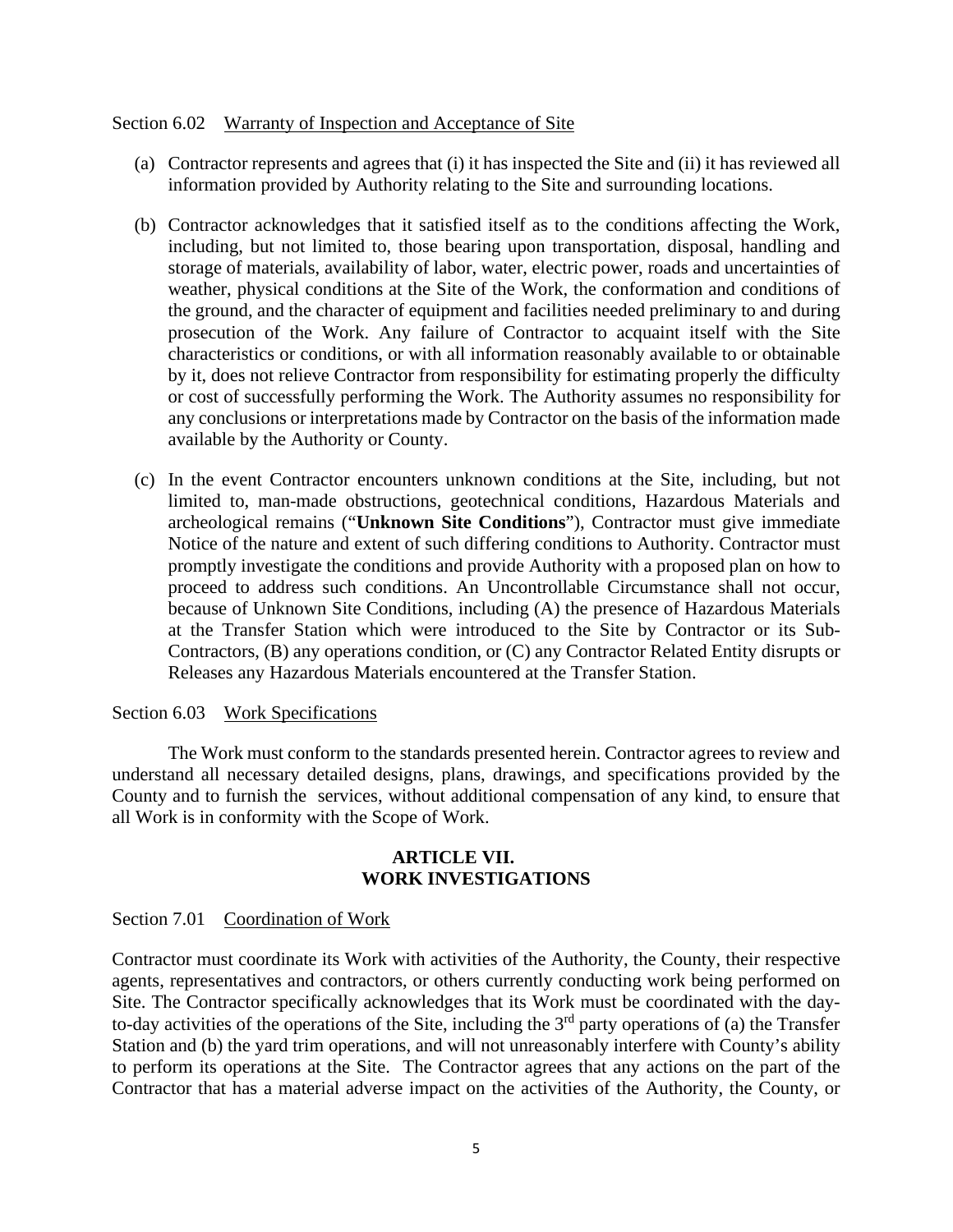Section 6.02 Warranty of Inspection and Acceptance of Site

(a) Contractor represents and agrees that (i) it has inspected the Site and (ii) it has reviewed all information provided by Authority relating to the Site and surrounding locations.

(b) Contractor acknowledges that it satisfied itself as to the conditions affecting the Work, including, but not limited to, those bearing upon transportation, disposal, handling and storage of materials, availability of labor, water, electric power, roads and uncertainties of weather, physical conditions at the Site of the Work, the conformation and conditions of the ground, and the character of equipment and facilities needed preliminary to and during prosecution of the Work. Any failure of Contractor to acquaint itself with the Site characteristics or conditions, or with all information reasonably available to or obtainable by it, does not relieve Contractor from responsibility for estimating properly the difficulty or cost of successfully performing the Work. The Authority assumes no responsibility for any conclusions or interpretations made by Contractor on the basis of the information made available by the Authority or County.

(c) In the event Contractor encounters unknown conditions at the Site, including, but not limited to, man-made obstructions, geotechnical conditions, Hazardous Materials and archeological remains ("**Unknown Site Conditions**"), Contractor must give immediate Notice of the nature and extent of such differing conditions to Authority. Contractor must promptly investigate the conditions and provide Authority with a proposed plan on how to proceed to address such conditions. An Uncontrollable Circumstance shall not occur, because of Unknown Site Conditions, including (A) the presence of Hazardous Materials at the Transfer Station which were introduced to the Site by Contractor or its Sub-Contractors, (B) any operations condition, or (C) any Contractor Related Entity disrupts or Releases any Hazardous Materials encountered at the Transfer Station.

Section 6.03 Work Specifications

The Work must conform to the standards presented herein. Contractor agrees to review and understand all necessary detailed designs, plans, drawings, and specifications provided by the County and to furnish the services, without additional compensation of any kind, to ensure that all Work is in conformity with the Scope of Work.

## ARTICLE VII.
## WORK INVESTIGATIONS

Section 7.01 Coordination of Work

Contractor must coordinate its Work with activities of the Authority, the County, their respective agents, representatives and contractors, or others currently conducting work being performed on Site. The Contractor specifically acknowledges that its Work must be coordinated with the day-to-day activities of the operations of the Site, including the 3rd party operations of (a) the Transfer Station and (b) the yard trim operations, and will not unreasonably interfere with County's ability to perform its operations at the Site. The Contractor agrees that any actions on the part of the Contractor that has a material adverse impact on the activities of the Authority, the County, or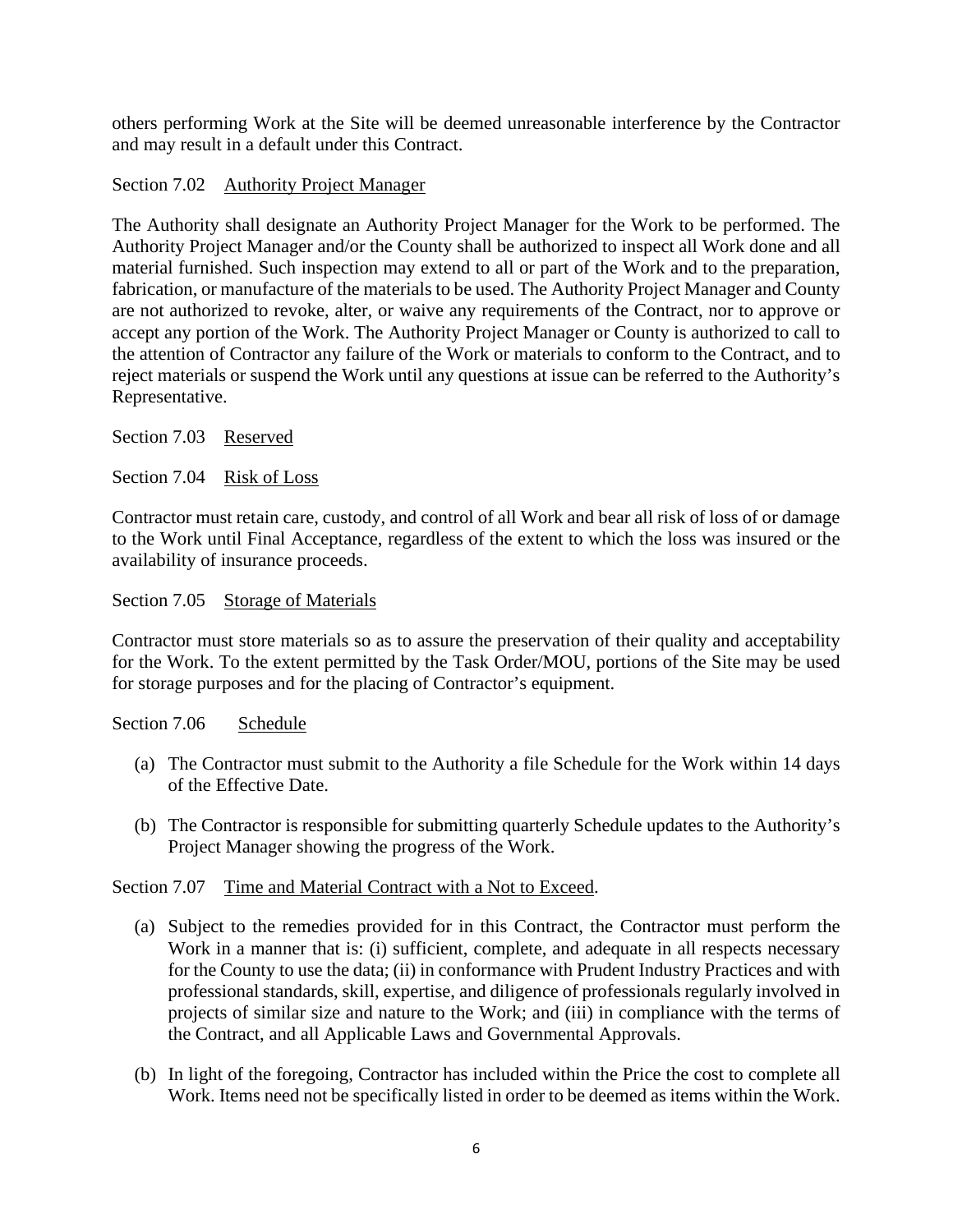others performing Work at the Site will be deemed unreasonable interference by the Contractor and may result in a default under this Contract.

Section 7.02 Authority Project Manager

The Authority shall designate an Authority Project Manager for the Work to be performed. The Authority Project Manager and/or the County shall be authorized to inspect all Work done and all material furnished. Such inspection may extend to all or part of the Work and to the preparation, fabrication, or manufacture of the materials to be used. The Authority Project Manager and County are not authorized to revoke, alter, or waive any requirements of the Contract, nor to approve or accept any portion of the Work. The Authority Project Manager or County is authorized to call to the attention of Contractor any failure of the Work or materials to conform to the Contract, and to reject materials or suspend the Work until any questions at issue can be referred to the Authority's Representative.

Section 7.03 Reserved

Section 7.04 Risk of Loss

Contractor must retain care, custody, and control of all Work and bear all risk of loss of or damage to the Work until Final Acceptance, regardless of the extent to which the loss was insured or the availability of insurance proceeds.

Section 7.05 Storage of Materials

Contractor must store materials so as to assure the preservation of their quality and acceptability for the Work. To the extent permitted by the Task Order/MOU, portions of the Site may be used for storage purposes and for the placing of Contractor's equipment.

Section 7.06 Schedule

(a) The Contractor must submit to the Authority a file Schedule for the Work within 14 days of the Effective Date.

(b) The Contractor is responsible for submitting quarterly Schedule updates to the Authority's Project Manager showing the progress of the Work.

Section 7.07 Time and Material Contract with a Not to Exceed.

(a) Subject to the remedies provided for in this Contract, the Contractor must perform the Work in a manner that is: (i) sufficient, complete, and adequate in all respects necessary for the County to use the data; (ii) in conformance with Prudent Industry Practices and with professional standards, skill, expertise, and diligence of professionals regularly involved in projects of similar size and nature to the Work; and (iii) in compliance with the terms of the Contract, and all Applicable Laws and Governmental Approvals.

(b) In light of the foregoing, Contractor has included within the Price the cost to complete all Work. Items need not be specifically listed in order to be deemed as items within the Work.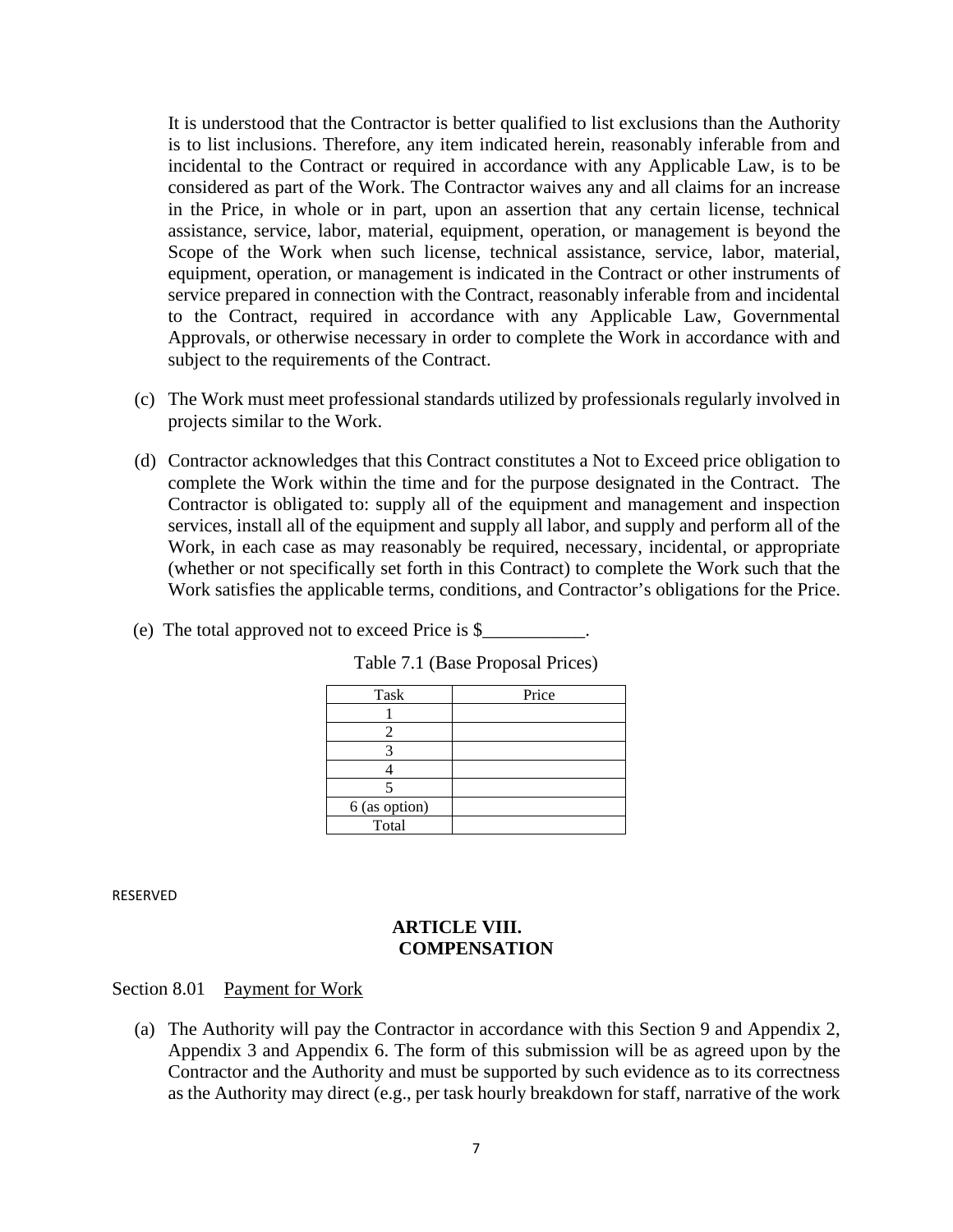It is understood that the Contractor is better qualified to list exclusions than the Authority is to list inclusions. Therefore, any item indicated herein, reasonably inferable from and incidental to the Contract or required in accordance with any Applicable Law, is to be considered as part of the Work. The Contractor waives any and all claims for an increase in the Price, in whole or in part, upon an assertion that any certain license, technical assistance, service, labor, material, equipment, operation, or management is beyond the Scope of the Work when such license, technical assistance, service, labor, material, equipment, operation, or management is indicated in the Contract or other instruments of service prepared in connection with the Contract, reasonably inferable from and incidental to the Contract, required in accordance with any Applicable Law, Governmental Approvals, or otherwise necessary in order to complete the Work in accordance with and subject to the requirements of the Contract.

(c) The Work must meet professional standards utilized by professionals regularly involved in projects similar to the Work.

(d) Contractor acknowledges that this Contract constitutes a Not to Exceed price obligation to complete the Work within the time and for the purpose designated in the Contract. The Contractor is obligated to: supply all of the equipment and management and inspection services, install all of the equipment and supply all labor, and supply and perform all of the Work, in each case as may reasonably be required, necessary, incidental, or appropriate (whether or not specifically set forth in this Contract) to complete the Work such that the Work satisfies the applicable terms, conditions, and Contractor's obligations for the Price.

(e) The total approved not to exceed Price is $___________.

Table 7.1 (Base Proposal Prices)

| Task | Price |
|---|---|
| 1 | |
| 2 | |
| 3 | |
| 4 | |
| 5 | |
| 6 (as option) | |
| Total | |

RESERVED

## ARTICLE VIII.
## COMPENSATION

Section 8.01 Payment for Work

(a) The Authority will pay the Contractor in accordance with this Section 9 and Appendix 2, Appendix 3 and Appendix 6. The form of this submission will be as agreed upon by the Contractor and the Authority and must be supported by such evidence as to its correctness as the Authority may direct (e.g., per task hourly breakdown for staff, narrative of the work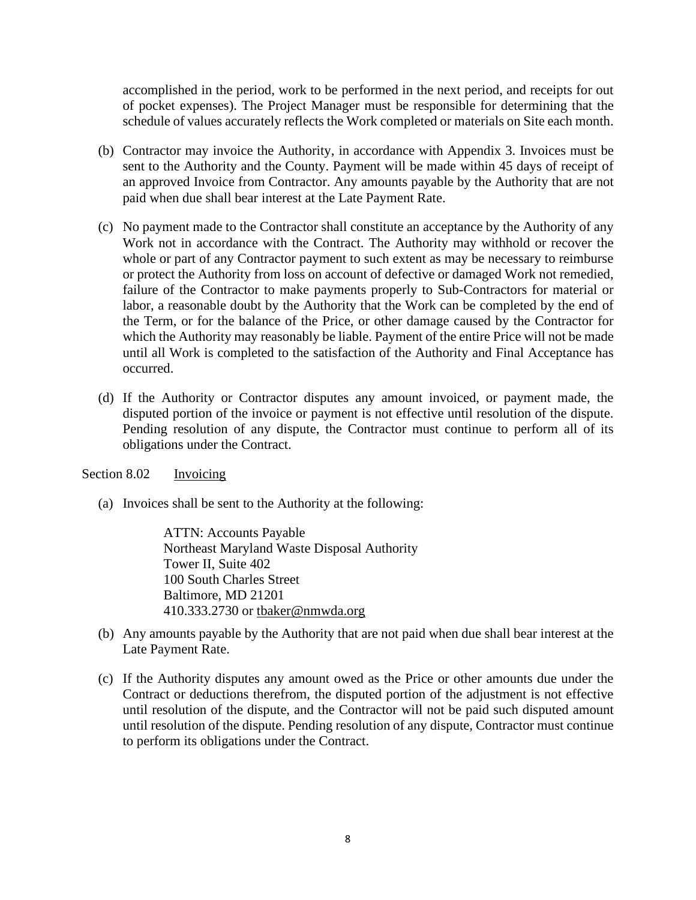accomplished in the period, work to be performed in the next period, and receipts for out of pocket expenses). The Project Manager must be responsible for determining that the schedule of values accurately reflects the Work completed or materials on Site each month.

(b) Contractor may invoice the Authority, in accordance with Appendix 3. Invoices must be sent to the Authority and the County. Payment will be made within 45 days of receipt of an approved Invoice from Contractor. Any amounts payable by the Authority that are not paid when due shall bear interest at the Late Payment Rate.

(c) No payment made to the Contractor shall constitute an acceptance by the Authority of any Work not in accordance with the Contract. The Authority may withhold or recover the whole or part of any Contractor payment to such extent as may be necessary to reimburse or protect the Authority from loss on account of defective or damaged Work not remedied, failure of the Contractor to make payments properly to Sub-Contractors for material or labor, a reasonable doubt by the Authority that the Work can be completed by the end of the Term, or for the balance of the Price, or other damage caused by the Contractor for which the Authority may reasonably be liable. Payment of the entire Price will not be made until all Work is completed to the satisfaction of the Authority and Final Acceptance has occurred.

(d) If the Authority or Contractor disputes any amount invoiced, or payment made, the disputed portion of the invoice or payment is not effective until resolution of the dispute. Pending resolution of any dispute, the Contractor must continue to perform all of its obligations under the Contract.

Section 8.02 Invoicing

(a) Invoices shall be sent to the Authority at the following:

ATTN: Accounts Payable
Northeast Maryland Waste Disposal Authority
Tower II, Suite 402
100 South Charles Street
Baltimore, MD 21201
410.333.2730 or tbaker@nmwda.org

(b) Any amounts payable by the Authority that are not paid when due shall bear interest at the Late Payment Rate.

(c) If the Authority disputes any amount owed as the Price or other amounts due under the Contract or deductions therefrom, the disputed portion of the adjustment is not effective until resolution of the dispute, and the Contractor will not be paid such disputed amount until resolution of the dispute. Pending resolution of any dispute, Contractor must continue to perform its obligations under the Contract.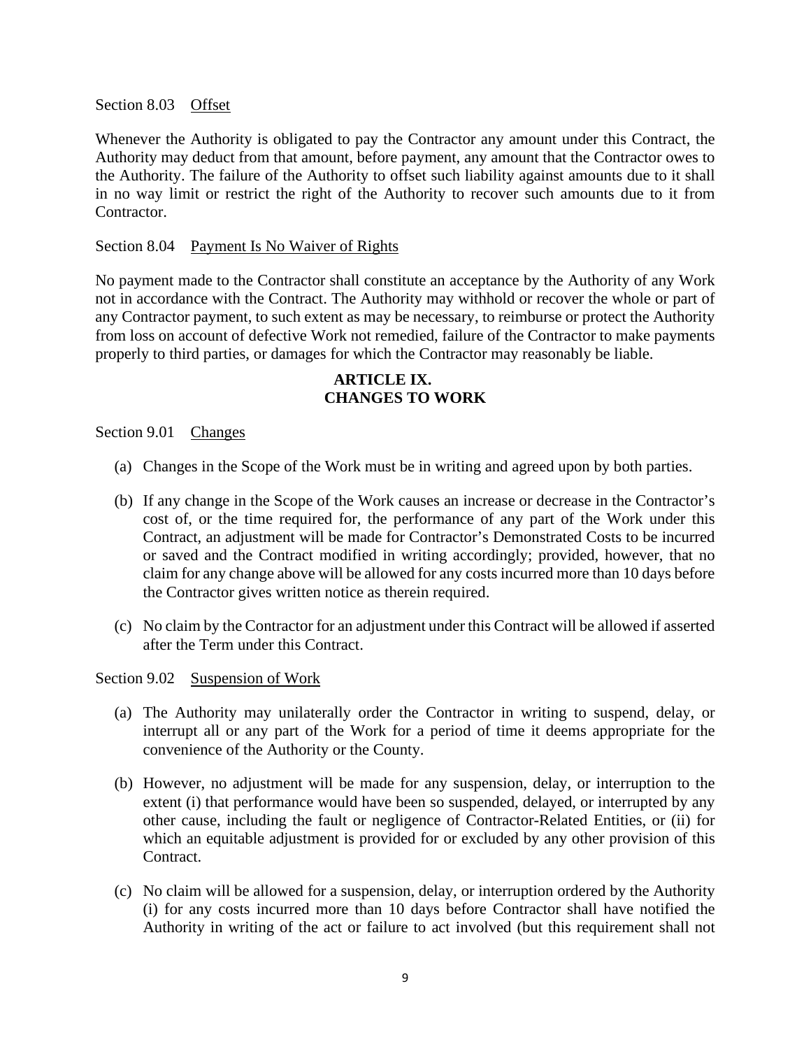Section 8.03 Offset

Whenever the Authority is obligated to pay the Contractor any amount under this Contract, the Authority may deduct from that amount, before payment, any amount that the Contractor owes to the Authority. The failure of the Authority to offset such liability against amounts due to it shall in no way limit or restrict the right of the Authority to recover such amounts due to it from Contractor.

Section 8.04 Payment Is No Waiver of Rights

No payment made to the Contractor shall constitute an acceptance by the Authority of any Work not in accordance with the Contract. The Authority may withhold or recover the whole or part of any Contractor payment, to such extent as may be necessary, to reimburse or protect the Authority from loss on account of defective Work not remedied, failure of the Contractor to make payments properly to third parties, or damages for which the Contractor may reasonably be liable.

## ARTICLE IX. CHANGES TO WORK

Section 9.01 Changes

(a) Changes in the Scope of the Work must be in writing and agreed upon by both parties.

(b) If any change in the Scope of the Work causes an increase or decrease in the Contractor's cost of, or the time required for, the performance of any part of the Work under this Contract, an adjustment will be made for Contractor's Demonstrated Costs to be incurred or saved and the Contract modified in writing accordingly; provided, however, that no claim for any change above will be allowed for any costs incurred more than 10 days before the Contractor gives written notice as therein required.

(c) No claim by the Contractor for an adjustment under this Contract will be allowed if asserted after the Term under this Contract.

Section 9.02 Suspension of Work

(a) The Authority may unilaterally order the Contractor in writing to suspend, delay, or interrupt all or any part of the Work for a period of time it deems appropriate for the convenience of the Authority or the County.

(b) However, no adjustment will be made for any suspension, delay, or interruption to the extent (i) that performance would have been so suspended, delayed, or interrupted by any other cause, including the fault or negligence of Contractor-Related Entities, or (ii) for which an equitable adjustment is provided for or excluded by any other provision of this Contract.

(c) No claim will be allowed for a suspension, delay, or interruption ordered by the Authority (i) for any costs incurred more than 10 days before Contractor shall have notified the Authority in writing of the act or failure to act involved (but this requirement shall not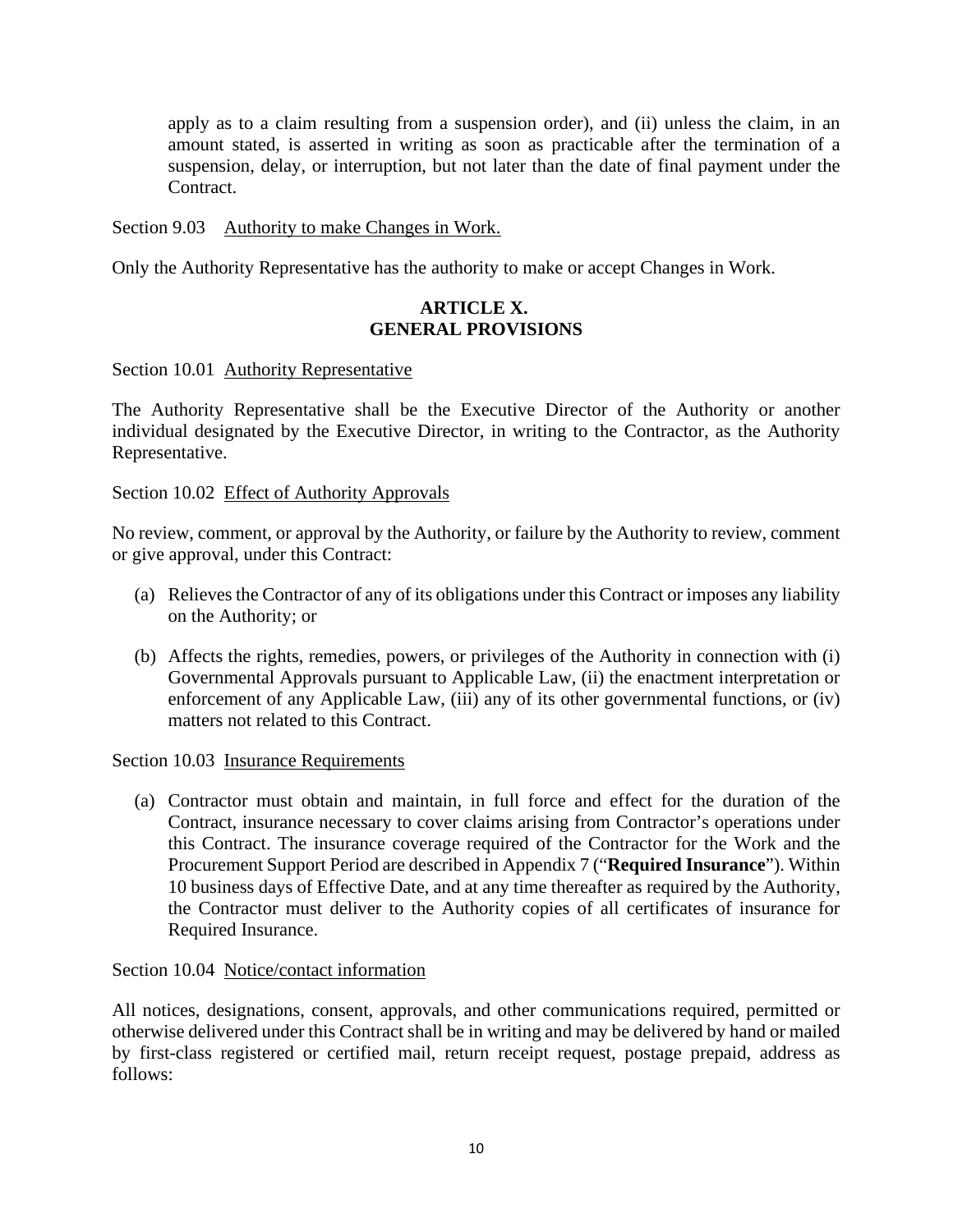apply as to a claim resulting from a suspension order), and (ii) unless the claim, in an amount stated, is asserted in writing as soon as practicable after the termination of a suspension, delay, or interruption, but not later than the date of final payment under the Contract.

Section 9.03 Authority to make Changes in Work.

Only the Authority Representative has the authority to make or accept Changes in Work.

## ARTICLE X.
## GENERAL PROVISIONS

Section 10.01 Authority Representative

The Authority Representative shall be the Executive Director of the Authority or another individual designated by the Executive Director, in writing to the Contractor, as the Authority Representative.

Section 10.02 Effect of Authority Approvals

No review, comment, or approval by the Authority, or failure by the Authority to review, comment or give approval, under this Contract:

(a) Relieves the Contractor of any of its obligations under this Contract or imposes any liability on the Authority; or

(b) Affects the rights, remedies, powers, or privileges of the Authority in connection with (i) Governmental Approvals pursuant to Applicable Law, (ii) the enactment interpretation or enforcement of any Applicable Law, (iii) any of its other governmental functions, or (iv) matters not related to this Contract.

Section 10.03 Insurance Requirements

(a) Contractor must obtain and maintain, in full force and effect for the duration of the Contract, insurance necessary to cover claims arising from Contractor's operations under this Contract. The insurance coverage required of the Contractor for the Work and the Procurement Support Period are described in Appendix 7 ("**Required Insurance**"). Within 10 business days of Effective Date, and at any time thereafter as required by the Authority, the Contractor must deliver to the Authority copies of all certificates of insurance for Required Insurance.

Section 10.04 Notice/contact information

All notices, designations, consent, approvals, and other communications required, permitted or otherwise delivered under this Contract shall be in writing and may be delivered by hand or mailed by first-class registered or certified mail, return receipt request, postage prepaid, address as follows: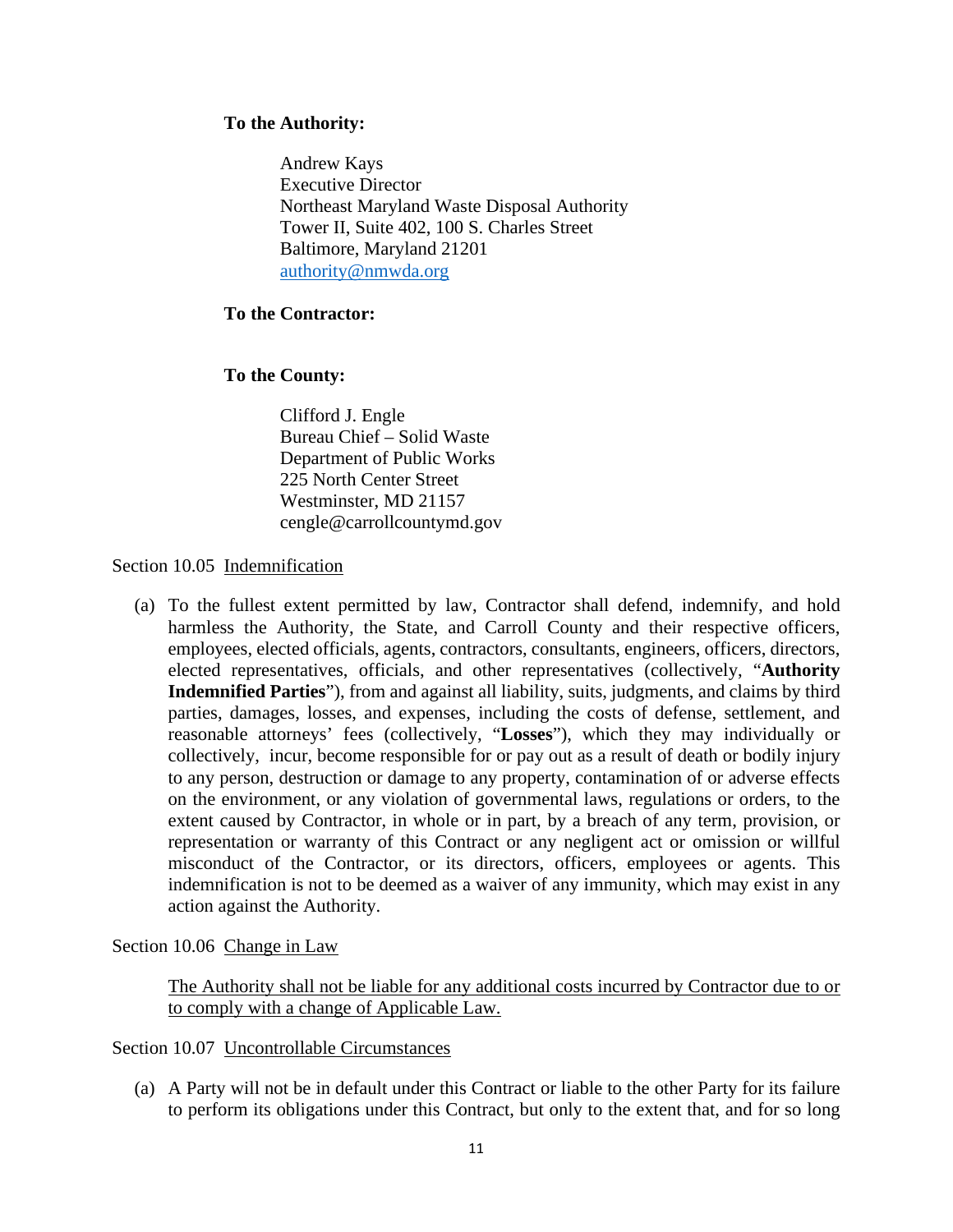**To the Authority:**

Andrew Kays
Executive Director
Northeast Maryland Waste Disposal Authority
Tower II, Suite 402, 100 S. Charles Street
Baltimore, Maryland 21201
authority@nmwda.org

**To the Contractor:**

**To the County:**

Clifford J. Engle
Bureau Chief – Solid Waste
Department of Public Works
225 North Center Street
Westminster, MD 21157
cengle@carrollcountymd.gov

Section 10.05 Indemnification

(a) To the fullest extent permitted by law, Contractor shall defend, indemnify, and hold harmless the Authority, the State, and Carroll County and their respective officers, employees, elected officials, agents, contractors, consultants, engineers, officers, directors, elected representatives, officials, and other representatives (collectively, "**Authority Indemnified Parties**"), from and against all liability, suits, judgments, and claims by third parties, damages, losses, and expenses, including the costs of defense, settlement, and reasonable attorneys' fees (collectively, "**Losses**"), which they may individually or collectively, incur, become responsible for or pay out as a result of death or bodily injury to any person, destruction or damage to any property, contamination of or adverse effects on the environment, or any violation of governmental laws, regulations or orders, to the extent caused by Contractor, in whole or in part, by a breach of any term, provision, or representation or warranty of this Contract or any negligent act or omission or willful misconduct of the Contractor, or its directors, officers, employees or agents. This indemnification is not to be deemed as a waiver of any immunity, which may exist in any action against the Authority.

Section 10.06 Change in Law

The Authority shall not be liable for any additional costs incurred by Contractor due to or to comply with a change of Applicable Law.

Section 10.07 Uncontrollable Circumstances

(a) A Party will not be in default under this Contract or liable to the other Party for its failure to perform its obligations under this Contract, but only to the extent that, and for so long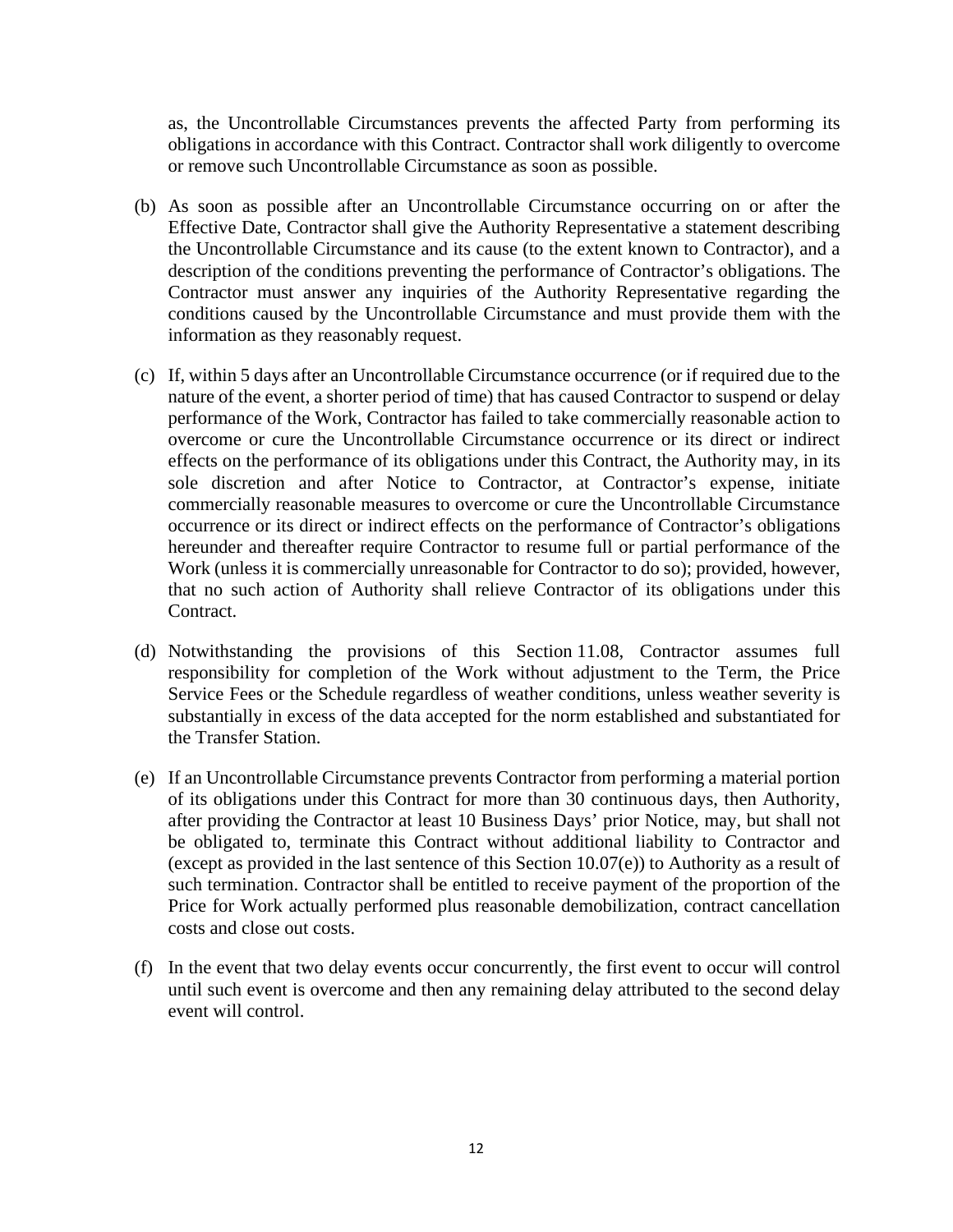as, the Uncontrollable Circumstances prevents the affected Party from performing its obligations in accordance with this Contract. Contractor shall work diligently to overcome or remove such Uncontrollable Circumstance as soon as possible.

(b) As soon as possible after an Uncontrollable Circumstance occurring on or after the Effective Date, Contractor shall give the Authority Representative a statement describing the Uncontrollable Circumstance and its cause (to the extent known to Contractor), and a description of the conditions preventing the performance of Contractor's obligations. The Contractor must answer any inquiries of the Authority Representative regarding the conditions caused by the Uncontrollable Circumstance and must provide them with the information as they reasonably request.

(c) If, within 5 days after an Uncontrollable Circumstance occurrence (or if required due to the nature of the event, a shorter period of time) that has caused Contractor to suspend or delay performance of the Work, Contractor has failed to take commercially reasonable action to overcome or cure the Uncontrollable Circumstance occurrence or its direct or indirect effects on the performance of its obligations under this Contract, the Authority may, in its sole discretion and after Notice to Contractor, at Contractor's expense, initiate commercially reasonable measures to overcome or cure the Uncontrollable Circumstance occurrence or its direct or indirect effects on the performance of Contractor's obligations hereunder and thereafter require Contractor to resume full or partial performance of the Work (unless it is commercially unreasonable for Contractor to do so); provided, however, that no such action of Authority shall relieve Contractor of its obligations under this Contract.

(d) Notwithstanding the provisions of this Section 11.08, Contractor assumes full responsibility for completion of the Work without adjustment to the Term, the Price Service Fees or the Schedule regardless of weather conditions, unless weather severity is substantially in excess of the data accepted for the norm established and substantiated for the Transfer Station.

(e) If an Uncontrollable Circumstance prevents Contractor from performing a material portion of its obligations under this Contract for more than 30 continuous days, then Authority, after providing the Contractor at least 10 Business Days' prior Notice, may, but shall not be obligated to, terminate this Contract without additional liability to Contractor and (except as provided in the last sentence of this Section 10.07(e)) to Authority as a result of such termination. Contractor shall be entitled to receive payment of the proportion of the Price for Work actually performed plus reasonable demobilization, contract cancellation costs and close out costs.

(f) In the event that two delay events occur concurrently, the first event to occur will control until such event is overcome and then any remaining delay attributed to the second delay event will control.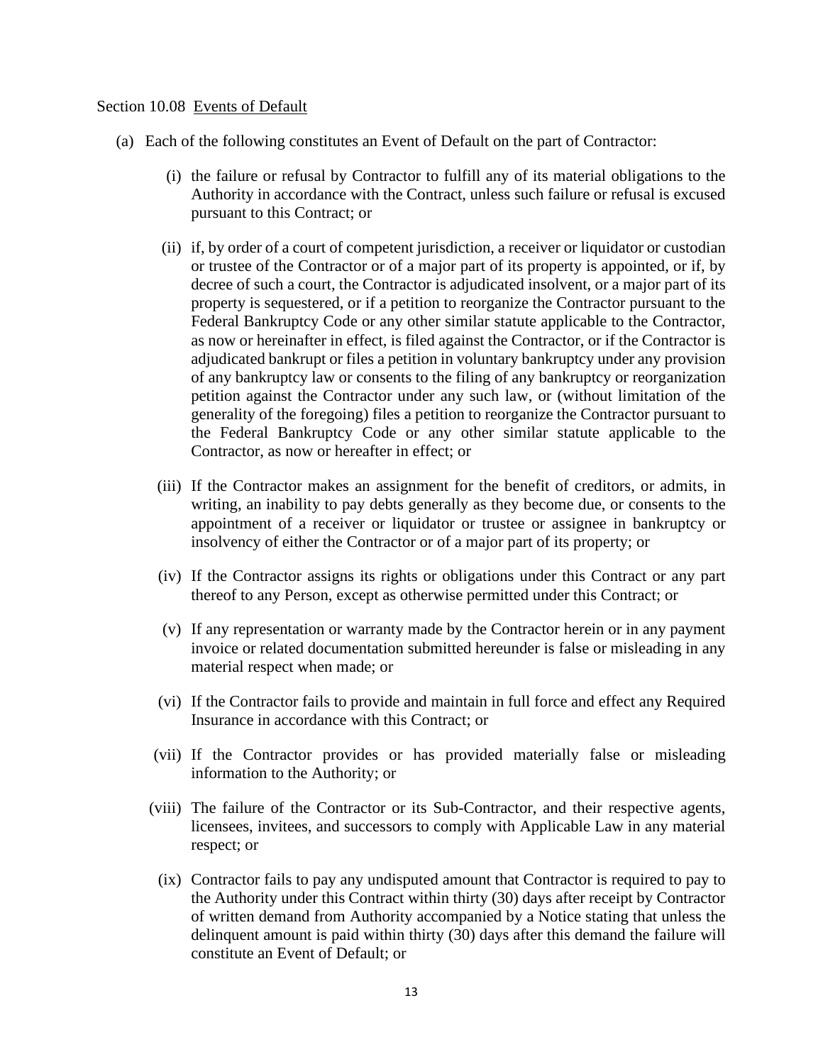Section 10.08 Events of Default

(a) Each of the following constitutes an Event of Default on the part of Contractor:

(i) the failure or refusal by Contractor to fulfill any of its material obligations to the Authority in accordance with the Contract, unless such failure or refusal is excused pursuant to this Contract; or

(ii) if, by order of a court of competent jurisdiction, a receiver or liquidator or custodian or trustee of the Contractor or of a major part of its property is appointed, or if, by decree of such a court, the Contractor is adjudicated insolvent, or a major part of its property is sequestered, or if a petition to reorganize the Contractor pursuant to the Federal Bankruptcy Code or any other similar statute applicable to the Contractor, as now or hereinafter in effect, is filed against the Contractor, or if the Contractor is adjudicated bankrupt or files a petition in voluntary bankruptcy under any provision of any bankruptcy law or consents to the filing of any bankruptcy or reorganization petition against the Contractor under any such law, or (without limitation of the generality of the foregoing) files a petition to reorganize the Contractor pursuant to the Federal Bankruptcy Code or any other similar statute applicable to the Contractor, as now or hereafter in effect; or

(iii) If the Contractor makes an assignment for the benefit of creditors, or admits, in writing, an inability to pay debts generally as they become due, or consents to the appointment of a receiver or liquidator or trustee or assignee in bankruptcy or insolvency of either the Contractor or of a major part of its property; or

(iv) If the Contractor assigns its rights or obligations under this Contract or any part thereof to any Person, except as otherwise permitted under this Contract; or

(v) If any representation or warranty made by the Contractor herein or in any payment invoice or related documentation submitted hereunder is false or misleading in any material respect when made; or

(vi) If the Contractor fails to provide and maintain in full force and effect any Required Insurance in accordance with this Contract; or

(vii) If the Contractor provides or has provided materially false or misleading information to the Authority; or

(viii) The failure of the Contractor or its Sub-Contractor, and their respective agents, licensees, invitees, and successors to comply with Applicable Law in any material respect; or

(ix) Contractor fails to pay any undisputed amount that Contractor is required to pay to the Authority under this Contract within thirty (30) days after receipt by Contractor of written demand from Authority accompanied by a Notice stating that unless the delinquent amount is paid within thirty (30) days after this demand the failure will constitute an Event of Default; or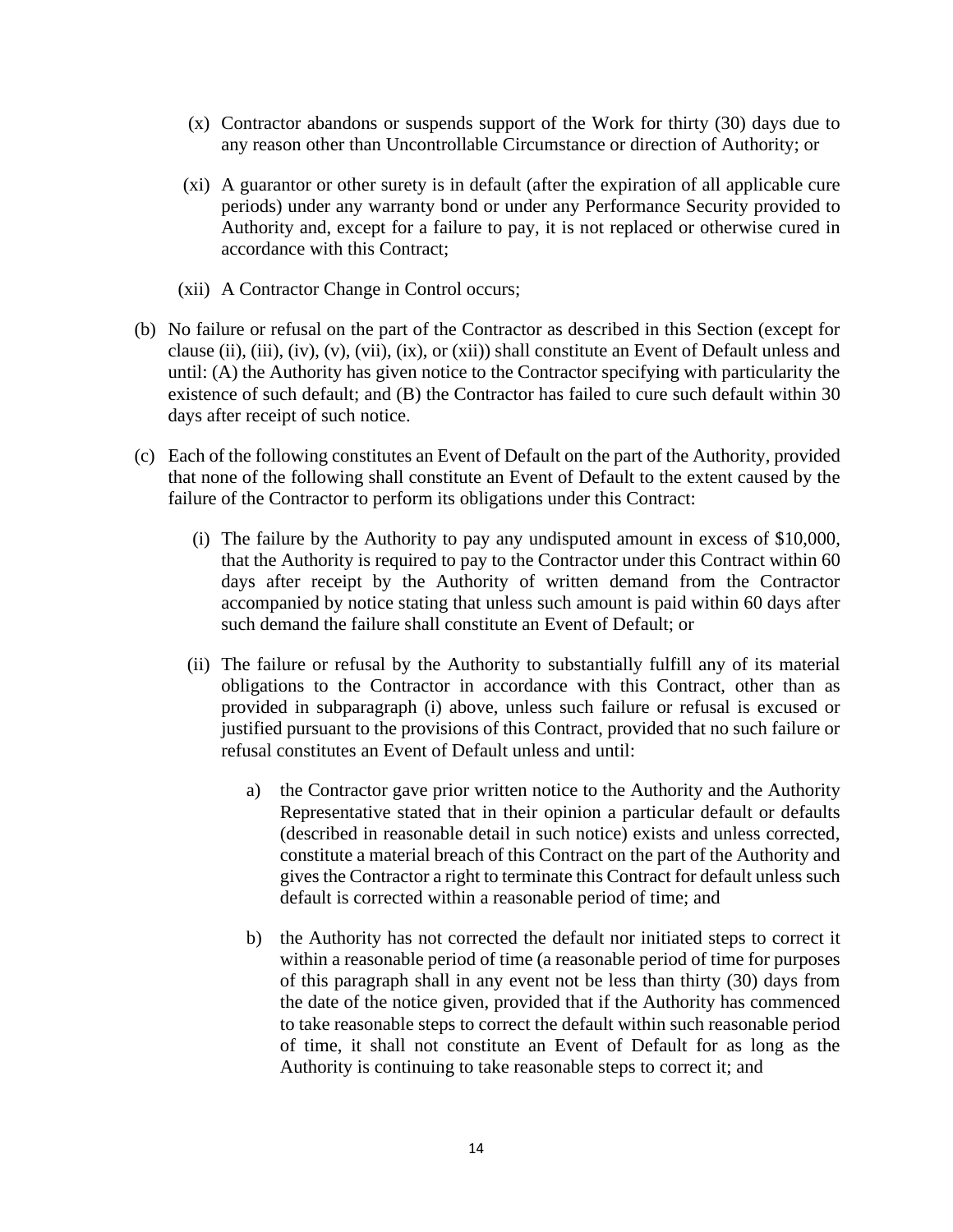(x) Contractor abandons or suspends support of the Work for thirty (30) days due to any reason other than Uncontrollable Circumstance or direction of Authority; or

(xi) A guarantor or other surety is in default (after the expiration of all applicable cure periods) under any warranty bond or under any Performance Security provided to Authority and, except for a failure to pay, it is not replaced or otherwise cured in accordance with this Contract;

(xii) A Contractor Change in Control occurs;

(b) No failure or refusal on the part of the Contractor as described in this Section (except for clause (ii), (iii), (iv), (v), (vii), (ix), or (xii)) shall constitute an Event of Default unless and until: (A) the Authority has given notice to the Contractor specifying with particularity the existence of such default; and (B) the Contractor has failed to cure such default within 30 days after receipt of such notice.

(c) Each of the following constitutes an Event of Default on the part of the Authority, provided that none of the following shall constitute an Event of Default to the extent caused by the failure of the Contractor to perform its obligations under this Contract:

(i) The failure by the Authority to pay any undisputed amount in excess of $10,000, that the Authority is required to pay to the Contractor under this Contract within 60 days after receipt by the Authority of written demand from the Contractor accompanied by notice stating that unless such amount is paid within 60 days after such demand the failure shall constitute an Event of Default; or

(ii) The failure or refusal by the Authority to substantially fulfill any of its material obligations to the Contractor in accordance with this Contract, other than as provided in subparagraph (i) above, unless such failure or refusal is excused or justified pursuant to the provisions of this Contract, provided that no such failure or refusal constitutes an Event of Default unless and until:

a) the Contractor gave prior written notice to the Authority and the Authority Representative stated that in their opinion a particular default or defaults (described in reasonable detail in such notice) exists and unless corrected, constitute a material breach of this Contract on the part of the Authority and gives the Contractor a right to terminate this Contract for default unless such default is corrected within a reasonable period of time; and

b) the Authority has not corrected the default nor initiated steps to correct it within a reasonable period of time (a reasonable period of time for purposes of this paragraph shall in any event not be less than thirty (30) days from the date of the notice given, provided that if the Authority has commenced to take reasonable steps to correct the default within such reasonable period of time, it shall not constitute an Event of Default for as long as the Authority is continuing to take reasonable steps to correct it; and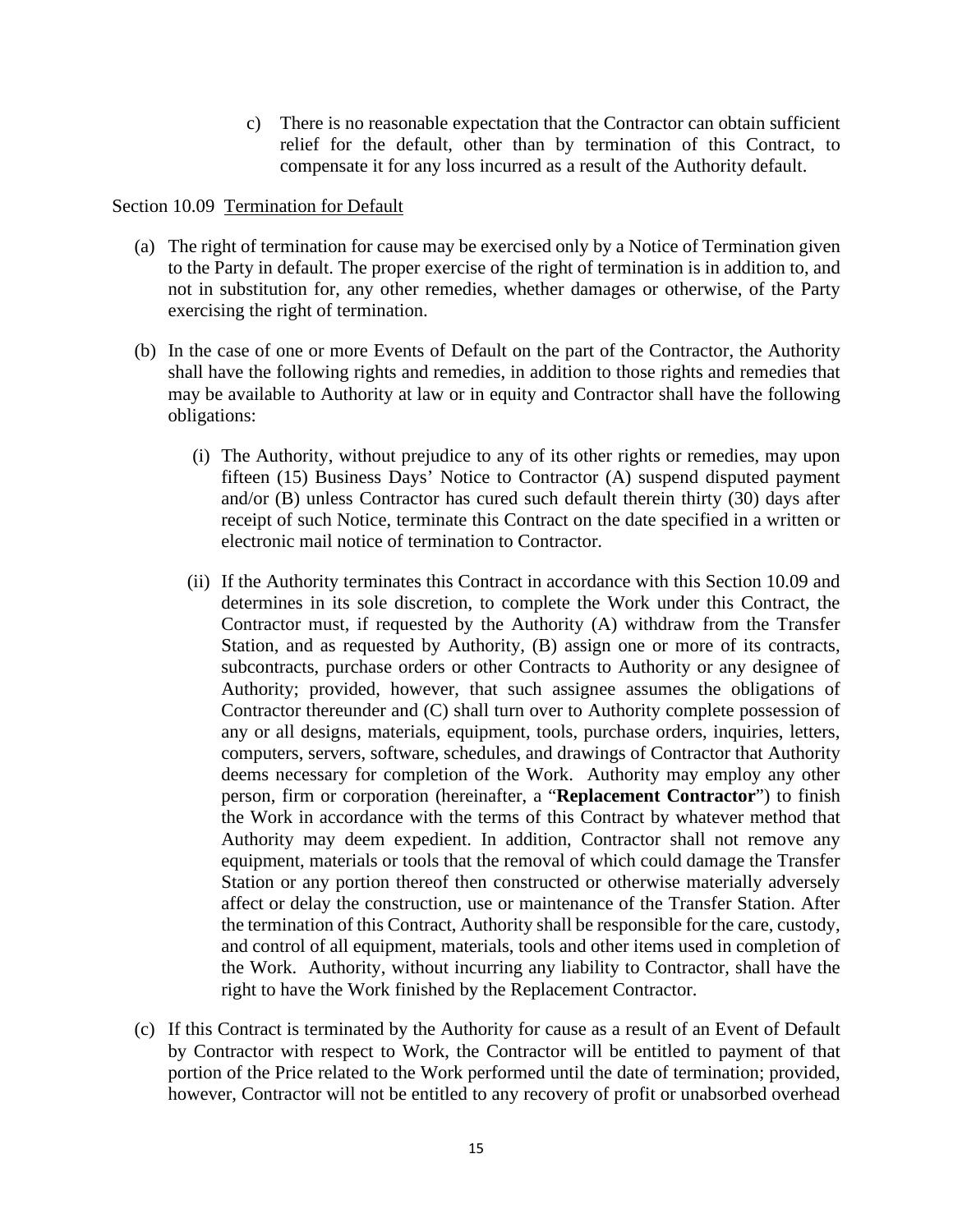c) There is no reasonable expectation that the Contractor can obtain sufficient relief for the default, other than by termination of this Contract, to compensate it for any loss incurred as a result of the Authority default.

Section 10.09 Termination for Default

(a) The right of termination for cause may be exercised only by a Notice of Termination given to the Party in default. The proper exercise of the right of termination is in addition to, and not in substitution for, any other remedies, whether damages or otherwise, of the Party exercising the right of termination.

(b) In the case of one or more Events of Default on the part of the Contractor, the Authority shall have the following rights and remedies, in addition to those rights and remedies that may be available to Authority at law or in equity and Contractor shall have the following obligations:

(i) The Authority, without prejudice to any of its other rights or remedies, may upon fifteen (15) Business Days' Notice to Contractor (A) suspend disputed payment and/or (B) unless Contractor has cured such default therein thirty (30) days after receipt of such Notice, terminate this Contract on the date specified in a written or electronic mail notice of termination to Contractor.

(ii) If the Authority terminates this Contract in accordance with this Section 10.09 and determines in its sole discretion, to complete the Work under this Contract, the Contractor must, if requested by the Authority (A) withdraw from the Transfer Station, and as requested by Authority, (B) assign one or more of its contracts, subcontracts, purchase orders or other Contracts to Authority or any designee of Authority; provided, however, that such assignee assumes the obligations of Contractor thereunder and (C) shall turn over to Authority complete possession of any or all designs, materials, equipment, tools, purchase orders, inquiries, letters, computers, servers, software, schedules, and drawings of Contractor that Authority deems necessary for completion of the Work. Authority may employ any other person, firm or corporation (hereinafter, a "**Replacement Contractor**") to finish the Work in accordance with the terms of this Contract by whatever method that Authority may deem expedient. In addition, Contractor shall not remove any equipment, materials or tools that the removal of which could damage the Transfer Station or any portion thereof then constructed or otherwise materially adversely affect or delay the construction, use or maintenance of the Transfer Station. After the termination of this Contract, Authority shall be responsible for the care, custody, and control of all equipment, materials, tools and other items used in completion of the Work. Authority, without incurring any liability to Contractor, shall have the right to have the Work finished by the Replacement Contractor.

(c) If this Contract is terminated by the Authority for cause as a result of an Event of Default by Contractor with respect to Work, the Contractor will be entitled to payment of that portion of the Price related to the Work performed until the date of termination; provided, however, Contractor will not be entitled to any recovery of profit or unabsorbed overhead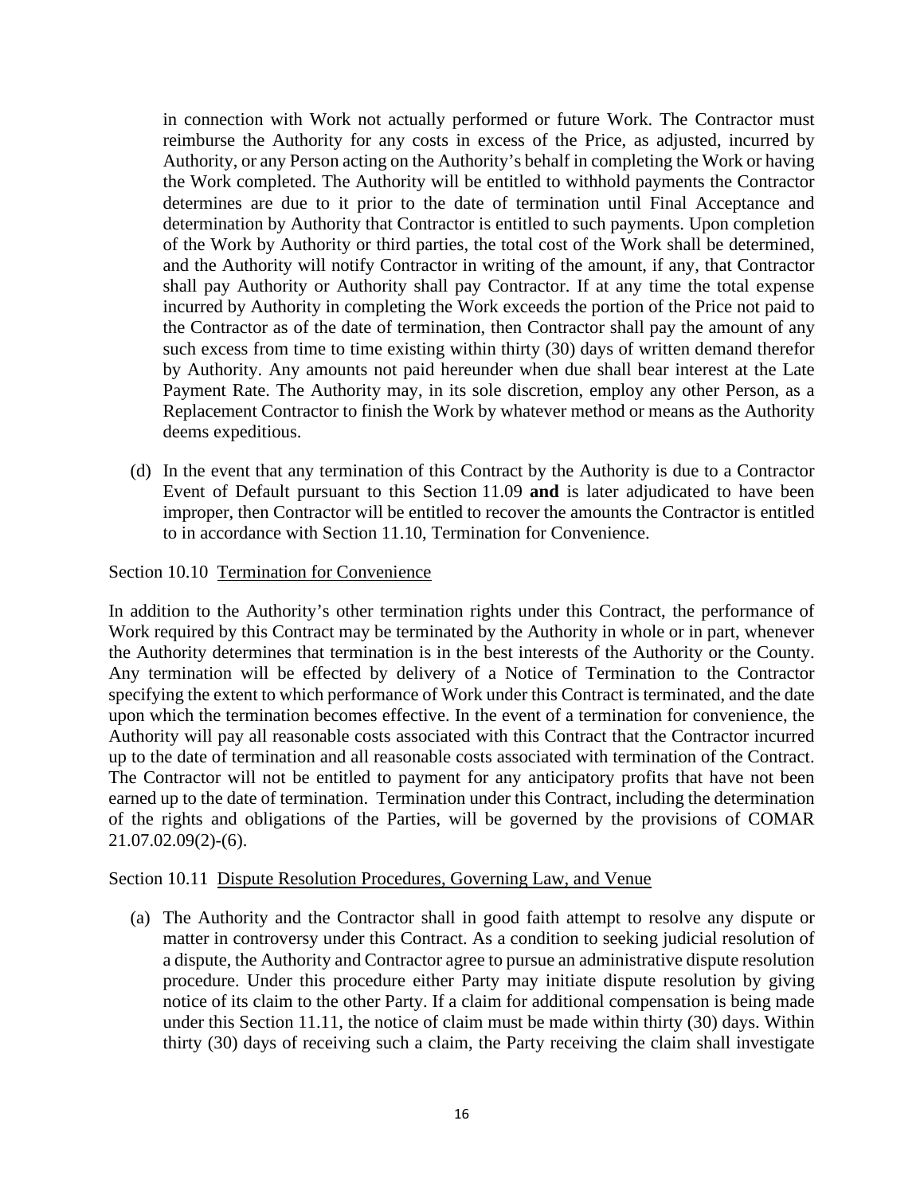in connection with Work not actually performed or future Work. The Contractor must reimburse the Authority for any costs in excess of the Price, as adjusted, incurred by Authority, or any Person acting on the Authority's behalf in completing the Work or having the Work completed. The Authority will be entitled to withhold payments the Contractor determines are due to it prior to the date of termination until Final Acceptance and determination by Authority that Contractor is entitled to such payments. Upon completion of the Work by Authority or third parties, the total cost of the Work shall be determined, and the Authority will notify Contractor in writing of the amount, if any, that Contractor shall pay Authority or Authority shall pay Contractor. If at any time the total expense incurred by Authority in completing the Work exceeds the portion of the Price not paid to the Contractor as of the date of termination, then Contractor shall pay the amount of any such excess from time to time existing within thirty (30) days of written demand therefor by Authority. Any amounts not paid hereunder when due shall bear interest at the Late Payment Rate. The Authority may, in its sole discretion, employ any other Person, as a Replacement Contractor to finish the Work by whatever method or means as the Authority deems expeditious.

(d) In the event that any termination of this Contract by the Authority is due to a Contractor Event of Default pursuant to this Section 11.09 **and** is later adjudicated to have been improper, then Contractor will be entitled to recover the amounts the Contractor is entitled to in accordance with Section 11.10, Termination for Convenience.

Section 10.10 Termination for Convenience

In addition to the Authority's other termination rights under this Contract, the performance of Work required by this Contract may be terminated by the Authority in whole or in part, whenever the Authority determines that termination is in the best interests of the Authority or the County. Any termination will be effected by delivery of a Notice of Termination to the Contractor specifying the extent to which performance of Work under this Contract is terminated, and the date upon which the termination becomes effective. In the event of a termination for convenience, the Authority will pay all reasonable costs associated with this Contract that the Contractor incurred up to the date of termination and all reasonable costs associated with termination of the Contract. The Contractor will not be entitled to payment for any anticipatory profits that have not been earned up to the date of termination. Termination under this Contract, including the determination of the rights and obligations of the Parties, will be governed by the provisions of COMAR 21.07.02.09(2)-(6).

Section 10.11 Dispute Resolution Procedures, Governing Law, and Venue

(a) The Authority and the Contractor shall in good faith attempt to resolve any dispute or matter in controversy under this Contract. As a condition to seeking judicial resolution of a dispute, the Authority and Contractor agree to pursue an administrative dispute resolution procedure. Under this procedure either Party may initiate dispute resolution by giving notice of its claim to the other Party. If a claim for additional compensation is being made under this Section 11.11, the notice of claim must be made within thirty (30) days. Within thirty (30) days of receiving such a claim, the Party receiving the claim shall investigate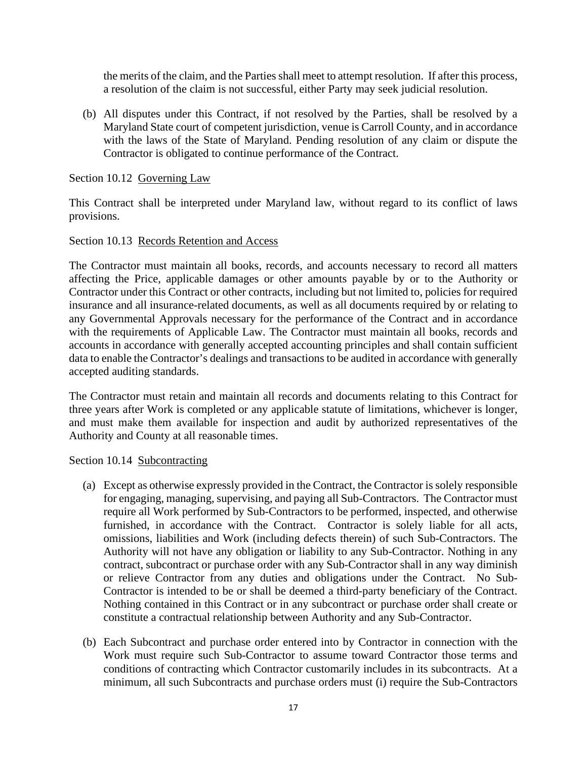the merits of the claim, and the Parties shall meet to attempt resolution. If after this process, a resolution of the claim is not successful, either Party may seek judicial resolution.

(b) All disputes under this Contract, if not resolved by the Parties, shall be resolved by a Maryland State court of competent jurisdiction, venue is Carroll County, and in accordance with the laws of the State of Maryland. Pending resolution of any claim or dispute the Contractor is obligated to continue performance of the Contract.

Section 10.12 Governing Law

This Contract shall be interpreted under Maryland law, without regard to its conflict of laws provisions.

Section 10.13 Records Retention and Access

The Contractor must maintain all books, records, and accounts necessary to record all matters affecting the Price, applicable damages or other amounts payable by or to the Authority or Contractor under this Contract or other contracts, including but not limited to, policies for required insurance and all insurance-related documents, as well as all documents required by or relating to any Governmental Approvals necessary for the performance of the Contract and in accordance with the requirements of Applicable Law. The Contractor must maintain all books, records and accounts in accordance with generally accepted accounting principles and shall contain sufficient data to enable the Contractor's dealings and transactions to be audited in accordance with generally accepted auditing standards.

The Contractor must retain and maintain all records and documents relating to this Contract for three years after Work is completed or any applicable statute of limitations, whichever is longer, and must make them available for inspection and audit by authorized representatives of the Authority and County at all reasonable times.

Section 10.14 Subcontracting

(a) Except as otherwise expressly provided in the Contract, the Contractor is solely responsible for engaging, managing, supervising, and paying all Sub-Contractors. The Contractor must require all Work performed by Sub-Contractors to be performed, inspected, and otherwise furnished, in accordance with the Contract. Contractor is solely liable for all acts, omissions, liabilities and Work (including defects therein) of such Sub-Contractors. The Authority will not have any obligation or liability to any Sub-Contractor. Nothing in any contract, subcontract or purchase order with any Sub-Contractor shall in any way diminish or relieve Contractor from any duties and obligations under the Contract. No Sub-Contractor is intended to be or shall be deemed a third-party beneficiary of the Contract. Nothing contained in this Contract or in any subcontract or purchase order shall create or constitute a contractual relationship between Authority and any Sub-Contractor.

(b) Each Subcontract and purchase order entered into by Contractor in connection with the Work must require such Sub-Contractor to assume toward Contractor those terms and conditions of contracting which Contractor customarily includes in its subcontracts. At a minimum, all such Subcontracts and purchase orders must (i) require the Sub-Contractors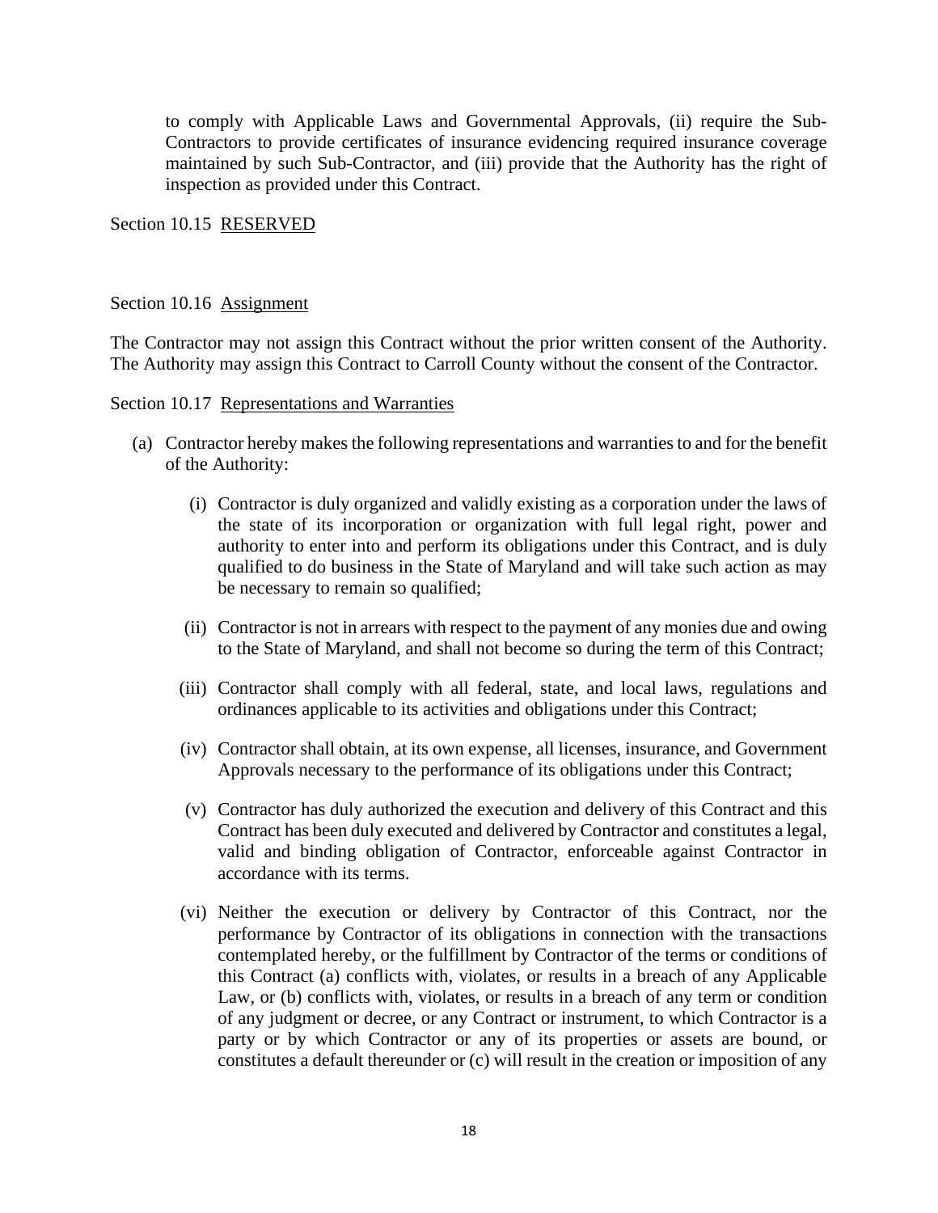to comply with Applicable Laws and Governmental Approvals, (ii) require the Sub-Contractors to provide certificates of insurance evidencing required insurance coverage maintained by such Sub-Contractor, and (iii) provide that the Authority has the right of inspection as provided under this Contract.

Section 10.15 RESERVED

Section 10.16 Assignment

The Contractor may not assign this Contract without the prior written consent of the Authority. The Authority may assign this Contract to Carroll County without the consent of the Contractor.

Section 10.17 Representations and Warranties

(a) Contractor hereby makes the following representations and warranties to and for the benefit of the Authority:

(i) Contractor is duly organized and validly existing as a corporation under the laws of the state of its incorporation or organization with full legal right, power and authority to enter into and perform its obligations under this Contract, and is duly qualified to do business in the State of Maryland and will take such action as may be necessary to remain so qualified;

(ii) Contractor is not in arrears with respect to the payment of any monies due and owing to the State of Maryland, and shall not become so during the term of this Contract;

(iii) Contractor shall comply with all federal, state, and local laws, regulations and ordinances applicable to its activities and obligations under this Contract;

(iv) Contractor shall obtain, at its own expense, all licenses, insurance, and Government Approvals necessary to the performance of its obligations under this Contract;

(v) Contractor has duly authorized the execution and delivery of this Contract and this Contract has been duly executed and delivered by Contractor and constitutes a legal, valid and binding obligation of Contractor, enforceable against Contractor in accordance with its terms.

(vi) Neither the execution or delivery by Contractor of this Contract, nor the performance by Contractor of its obligations in connection with the transactions contemplated hereby, or the fulfillment by Contractor of the terms or conditions of this Contract (a) conflicts with, violates, or results in a breach of any Applicable Law, or (b) conflicts with, violates, or results in a breach of any term or condition of any judgment or decree, or any Contract or instrument, to which Contractor is a party or by which Contractor or any of its properties or assets are bound, or constitutes a default thereunder or (c) will result in the creation or imposition of any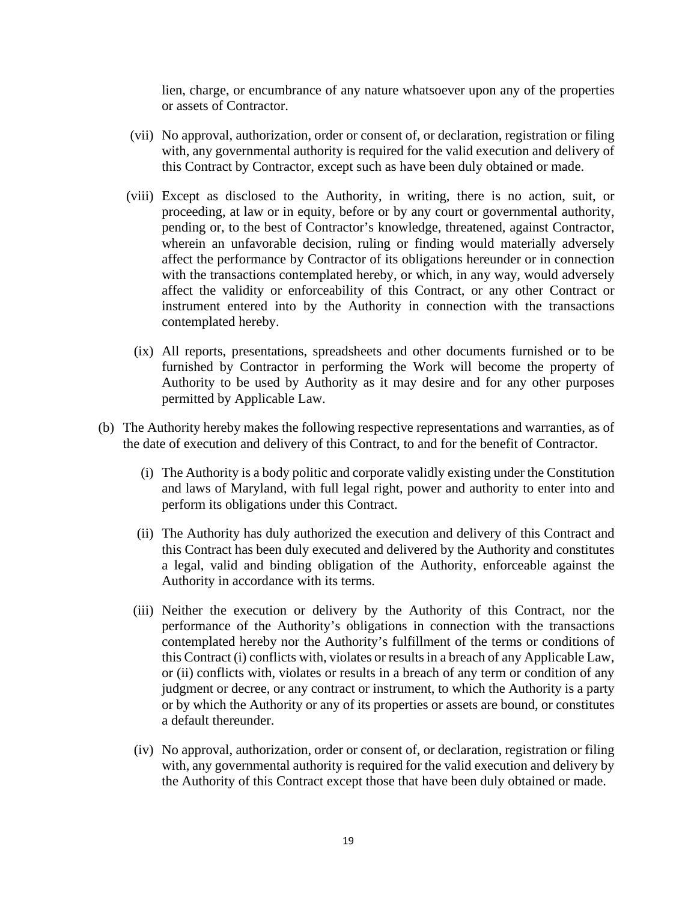lien, charge, or encumbrance of any nature whatsoever upon any of the properties or assets of Contractor.

(vii) No approval, authorization, order or consent of, or declaration, registration or filing with, any governmental authority is required for the valid execution and delivery of this Contract by Contractor, except such as have been duly obtained or made.

(viii) Except as disclosed to the Authority, in writing, there is no action, suit, or proceeding, at law or in equity, before or by any court or governmental authority, pending or, to the best of Contractor's knowledge, threatened, against Contractor, wherein an unfavorable decision, ruling or finding would materially adversely affect the performance by Contractor of its obligations hereunder or in connection with the transactions contemplated hereby, or which, in any way, would adversely affect the validity or enforceability of this Contract, or any other Contract or instrument entered into by the Authority in connection with the transactions contemplated hereby.

(ix) All reports, presentations, spreadsheets and other documents furnished or to be furnished by Contractor in performing the Work will become the property of Authority to be used by Authority as it may desire and for any other purposes permitted by Applicable Law.

(b) The Authority hereby makes the following respective representations and warranties, as of the date of execution and delivery of this Contract, to and for the benefit of Contractor.

(i) The Authority is a body politic and corporate validly existing under the Constitution and laws of Maryland, with full legal right, power and authority to enter into and perform its obligations under this Contract.

(ii) The Authority has duly authorized the execution and delivery of this Contract and this Contract has been duly executed and delivered by the Authority and constitutes a legal, valid and binding obligation of the Authority, enforceable against the Authority in accordance with its terms.

(iii) Neither the execution or delivery by the Authority of this Contract, nor the performance of the Authority's obligations in connection with the transactions contemplated hereby nor the Authority's fulfillment of the terms or conditions of this Contract (i) conflicts with, violates or results in a breach of any Applicable Law, or (ii) conflicts with, violates or results in a breach of any term or condition of any judgment or decree, or any contract or instrument, to which the Authority is a party or by which the Authority or any of its properties or assets are bound, or constitutes a default thereunder.

(iv) No approval, authorization, order or consent of, or declaration, registration or filing with, any governmental authority is required for the valid execution and delivery by the Authority of this Contract except those that have been duly obtained or made.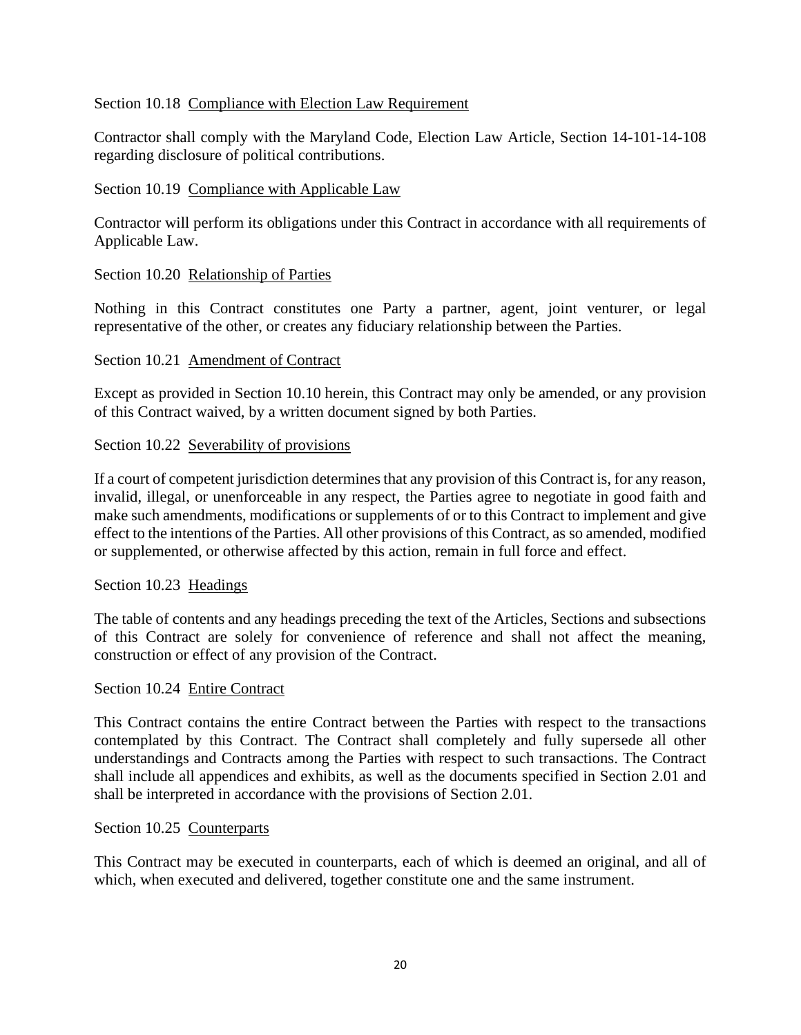Section 10.18 Compliance with Election Law Requirement

Contractor shall comply with the Maryland Code, Election Law Article, Section 14-101-14-108 regarding disclosure of political contributions.

Section 10.19 Compliance with Applicable Law

Contractor will perform its obligations under this Contract in accordance with all requirements of Applicable Law.

Section 10.20 Relationship of Parties

Nothing in this Contract constitutes one Party a partner, agent, joint venturer, or legal representative of the other, or creates any fiduciary relationship between the Parties.

Section 10.21 Amendment of Contract

Except as provided in Section 10.10 herein, this Contract may only be amended, or any provision of this Contract waived, by a written document signed by both Parties.

Section 10.22 Severability of provisions

If a court of competent jurisdiction determines that any provision of this Contract is, for any reason, invalid, illegal, or unenforceable in any respect, the Parties agree to negotiate in good faith and make such amendments, modifications or supplements of or to this Contract to implement and give effect to the intentions of the Parties. All other provisions of this Contract, as so amended, modified or supplemented, or otherwise affected by this action, remain in full force and effect.

Section 10.23 Headings

The table of contents and any headings preceding the text of the Articles, Sections and subsections of this Contract are solely for convenience of reference and shall not affect the meaning, construction or effect of any provision of the Contract.

Section 10.24 Entire Contract

This Contract contains the entire Contract between the Parties with respect to the transactions contemplated by this Contract. The Contract shall completely and fully supersede all other understandings and Contracts among the Parties with respect to such transactions. The Contract shall include all appendices and exhibits, as well as the documents specified in Section 2.01 and shall be interpreted in accordance with the provisions of Section 2.01.

Section 10.25 Counterparts

This Contract may be executed in counterparts, each of which is deemed an original, and all of which, when executed and delivered, together constitute one and the same instrument.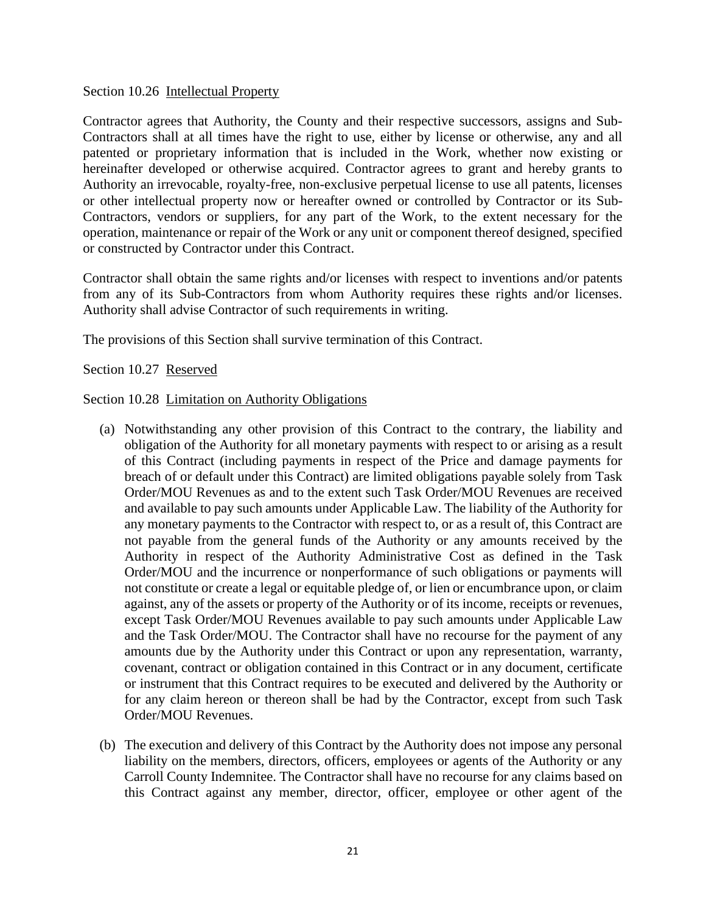Section 10.26 Intellectual Property

Contractor agrees that Authority, the County and their respective successors, assigns and Sub-Contractors shall at all times have the right to use, either by license or otherwise, any and all patented or proprietary information that is included in the Work, whether now existing or hereinafter developed or otherwise acquired. Contractor agrees to grant and hereby grants to Authority an irrevocable, royalty-free, non-exclusive perpetual license to use all patents, licenses or other intellectual property now or hereafter owned or controlled by Contractor or its Sub-Contractors, vendors or suppliers, for any part of the Work, to the extent necessary for the operation, maintenance or repair of the Work or any unit or component thereof designed, specified or constructed by Contractor under this Contract.

Contractor shall obtain the same rights and/or licenses with respect to inventions and/or patents from any of its Sub-Contractors from whom Authority requires these rights and/or licenses. Authority shall advise Contractor of such requirements in writing.

The provisions of this Section shall survive termination of this Contract.

Section 10.27 Reserved

Section 10.28 Limitation on Authority Obligations

(a) Notwithstanding any other provision of this Contract to the contrary, the liability and obligation of the Authority for all monetary payments with respect to or arising as a result of this Contract (including payments in respect of the Price and damage payments for breach of or default under this Contract) are limited obligations payable solely from Task Order/MOU Revenues as and to the extent such Task Order/MOU Revenues are received and available to pay such amounts under Applicable Law. The liability of the Authority for any monetary payments to the Contractor with respect to, or as a result of, this Contract are not payable from the general funds of the Authority or any amounts received by the Authority in respect of the Authority Administrative Cost as defined in the Task Order/MOU and the incurrence or nonperformance of such obligations or payments will not constitute or create a legal or equitable pledge of, or lien or encumbrance upon, or claim against, any of the assets or property of the Authority or of its income, receipts or revenues, except Task Order/MOU Revenues available to pay such amounts under Applicable Law and the Task Order/MOU. The Contractor shall have no recourse for the payment of any amounts due by the Authority under this Contract or upon any representation, warranty, covenant, contract or obligation contained in this Contract or in any document, certificate or instrument that this Contract requires to be executed and delivered by the Authority or for any claim hereon or thereon shall be had by the Contractor, except from such Task Order/MOU Revenues.

(b) The execution and delivery of this Contract by the Authority does not impose any personal liability on the members, directors, officers, employees or agents of the Authority or any Carroll County Indemnitee. The Contractor shall have no recourse for any claims based on this Contract against any member, director, officer, employee or other agent of the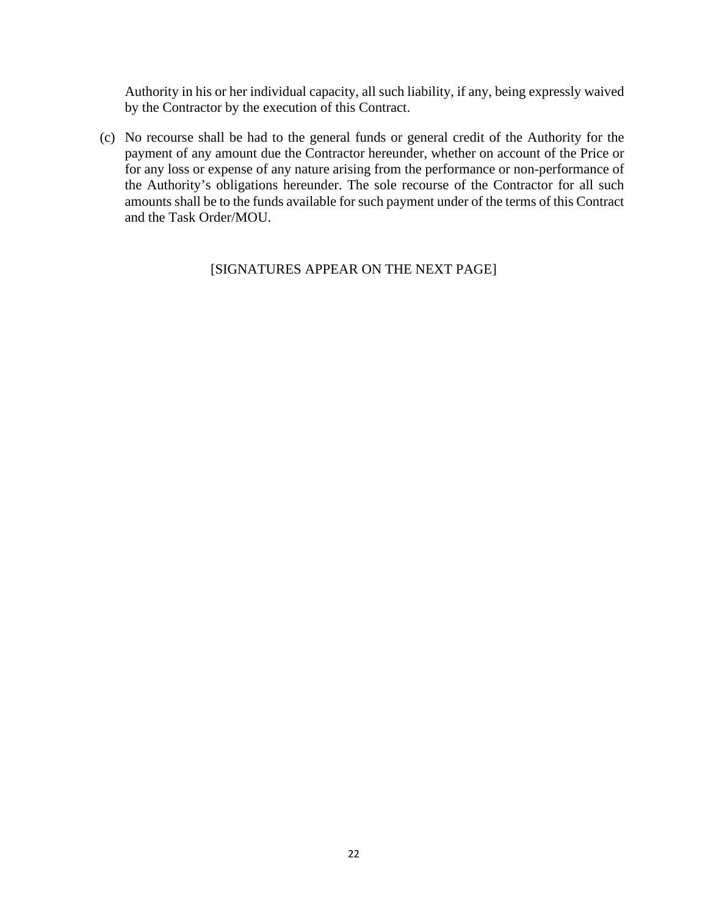Authority in his or her individual capacity, all such liability, if any, being expressly waived by the Contractor by the execution of this Contract.

(c) No recourse shall be had to the general funds or general credit of the Authority for the payment of any amount due the Contractor hereunder, whether on account of the Price or for any loss or expense of any nature arising from the performance or non-performance of the Authority's obligations hereunder. The sole recourse of the Contractor for all such amounts shall be to the funds available for such payment under of the terms of this Contract and the Task Order/MOU.

[SIGNATURES APPEAR ON THE NEXT PAGE]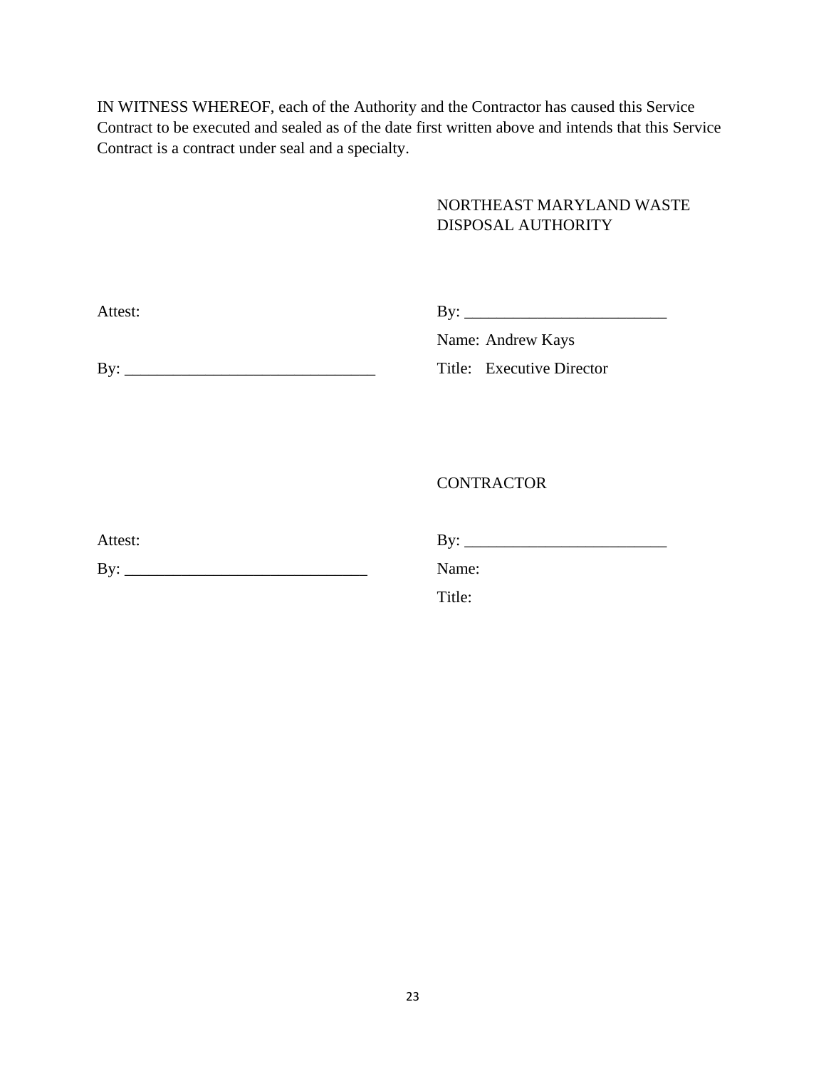IN WITNESS WHEREOF, each of the Authority and the Contractor has caused this Service Contract to be executed and sealed as of the date first written above and intends that this Service Contract is a contract under seal and a specialty.

NORTHEAST MARYLAND WASTE DISPOSAL AUTHORITY

Attest:

By: _______________________________

By: _________________________

Name: Andrew Kays

Title: Executive Director

CONTRACTOR

Attest:

By: ______________________________

By: _________________________

Name:

Title: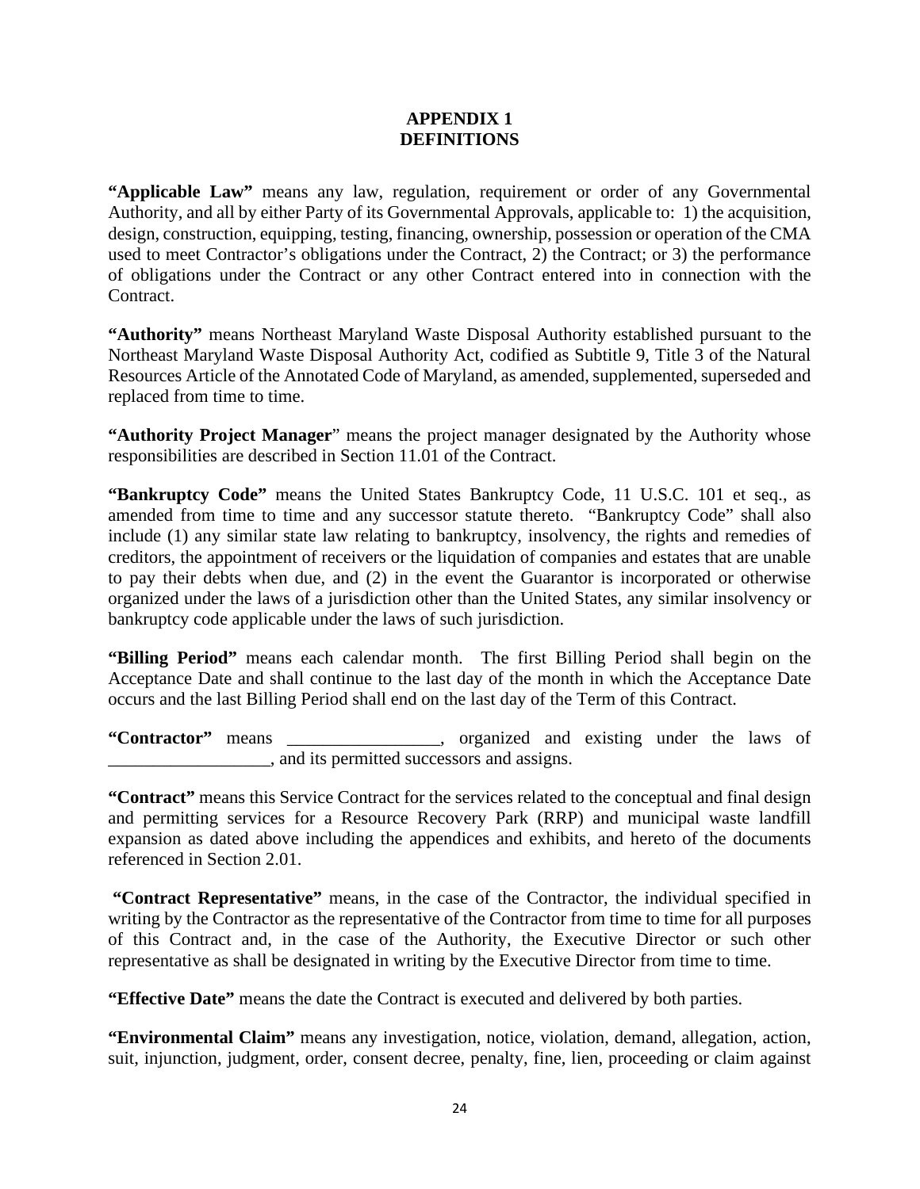# APPENDIX 1
# DEFINITIONS

**"Applicable Law"** means any law, regulation, requirement or order of any Governmental Authority, and all by either Party of its Governmental Approvals, applicable to: 1) the acquisition, design, construction, equipping, testing, financing, ownership, possession or operation of the CMA used to meet Contractor's obligations under the Contract, 2) the Contract; or 3) the performance of obligations under the Contract or any other Contract entered into in connection with the Contract.

**"Authority"** means Northeast Maryland Waste Disposal Authority established pursuant to the Northeast Maryland Waste Disposal Authority Act, codified as Subtitle 9, Title 3 of the Natural Resources Article of the Annotated Code of Maryland, as amended, supplemented, superseded and replaced from time to time.

**"Authority Project Manager"** means the project manager designated by the Authority whose responsibilities are described in Section 11.01 of the Contract.

**"Bankruptcy Code"** means the United States Bankruptcy Code, 11 U.S.C. 101 et seq., as amended from time to time and any successor statute thereto. "Bankruptcy Code" shall also include (1) any similar state law relating to bankruptcy, insolvency, the rights and remedies of creditors, the appointment of receivers or the liquidation of companies and estates that are unable to pay their debts when due, and (2) in the event the Guarantor is incorporated or otherwise organized under the laws of a jurisdiction other than the United States, any similar insolvency or bankruptcy code applicable under the laws of such jurisdiction.

**"Billing Period"** means each calendar month. The first Billing Period shall begin on the Acceptance Date and shall continue to the last day of the month in which the Acceptance Date occurs and the last Billing Period shall end on the last day of the Term of this Contract.

**"Contractor"** means _________________, organized and existing under the laws of __________________, and its permitted successors and assigns.

**"Contract"** means this Service Contract for the services related to the conceptual and final design and permitting services for a Resource Recovery Park (RRP) and municipal waste landfill expansion as dated above including the appendices and exhibits, and hereto of the documents referenced in Section 2.01.

**"Contract Representative"** means, in the case of the Contractor, the individual specified in writing by the Contractor as the representative of the Contractor from time to time for all purposes of this Contract and, in the case of the Authority, the Executive Director or such other representative as shall be designated in writing by the Executive Director from time to time.

**"Effective Date"** means the date the Contract is executed and delivered by both parties.

**"Environmental Claim"** means any investigation, notice, violation, demand, allegation, action, suit, injunction, judgment, order, consent decree, penalty, fine, lien, proceeding or claim against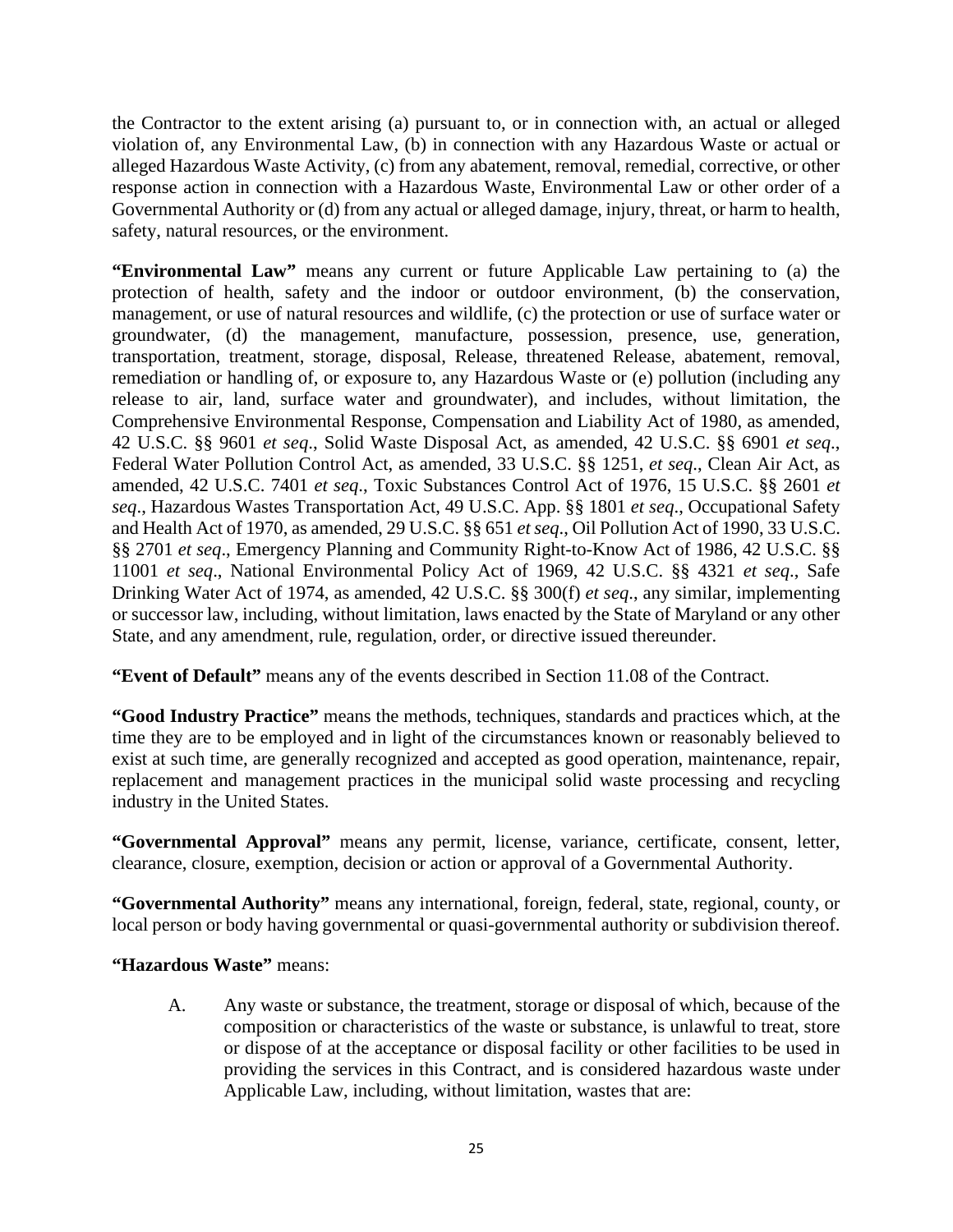the Contractor to the extent arising (a) pursuant to, or in connection with, an actual or alleged violation of, any Environmental Law, (b) in connection with any Hazardous Waste or actual or alleged Hazardous Waste Activity, (c) from any abatement, removal, remedial, corrective, or other response action in connection with a Hazardous Waste, Environmental Law or other order of a Governmental Authority or (d) from any actual or alleged damage, injury, threat, or harm to health, safety, natural resources, or the environment.

**"Environmental Law"** means any current or future Applicable Law pertaining to (a) the protection of health, safety and the indoor or outdoor environment, (b) the conservation, management, or use of natural resources and wildlife, (c) the protection or use of surface water or groundwater, (d) the management, manufacture, possession, presence, use, generation, transportation, treatment, storage, disposal, Release, threatened Release, abatement, removal, remediation or handling of, or exposure to, any Hazardous Waste or (e) pollution (including any release to air, land, surface water and groundwater), and includes, without limitation, the Comprehensive Environmental Response, Compensation and Liability Act of 1980, as amended, 42 U.S.C. §§ 9601 *et seq*., Solid Waste Disposal Act, as amended, 42 U.S.C. §§ 6901 *et seq*., Federal Water Pollution Control Act, as amended, 33 U.S.C. §§ 1251, *et seq*., Clean Air Act, as amended, 42 U.S.C. 7401 *et seq*., Toxic Substances Control Act of 1976, 15 U.S.C. §§ 2601 *et seq*., Hazardous Wastes Transportation Act, 49 U.S.C. App. §§ 1801 *et seq*., Occupational Safety and Health Act of 1970, as amended, 29 U.S.C. §§ 651 *et seq*., Oil Pollution Act of 1990, 33 U.S.C. §§ 2701 *et seq*., Emergency Planning and Community Right-to-Know Act of 1986, 42 U.S.C. §§ 11001 *et seq*., National Environmental Policy Act of 1969, 42 U.S.C. §§ 4321 *et seq*., Safe Drinking Water Act of 1974, as amended, 42 U.S.C. §§ 300(f) *et seq*., any similar, implementing or successor law, including, without limitation, laws enacted by the State of Maryland or any other State, and any amendment, rule, regulation, order, or directive issued thereunder.

**"Event of Default"** means any of the events described in Section 11.08 of the Contract.

**"Good Industry Practice"** means the methods, techniques, standards and practices which, at the time they are to be employed and in light of the circumstances known or reasonably believed to exist at such time, are generally recognized and accepted as good operation, maintenance, repair, replacement and management practices in the municipal solid waste processing and recycling industry in the United States.

**"Governmental Approval"** means any permit, license, variance, certificate, consent, letter, clearance, closure, exemption, decision or action or approval of a Governmental Authority.

**"Governmental Authority"** means any international, foreign, federal, state, regional, county, or local person or body having governmental or quasi-governmental authority or subdivision thereof.

**"Hazardous Waste"** means:

A. Any waste or substance, the treatment, storage or disposal of which, because of the composition or characteristics of the waste or substance, is unlawful to treat, store or dispose of at the acceptance or disposal facility or other facilities to be used in providing the services in this Contract, and is considered hazardous waste under Applicable Law, including, without limitation, wastes that are: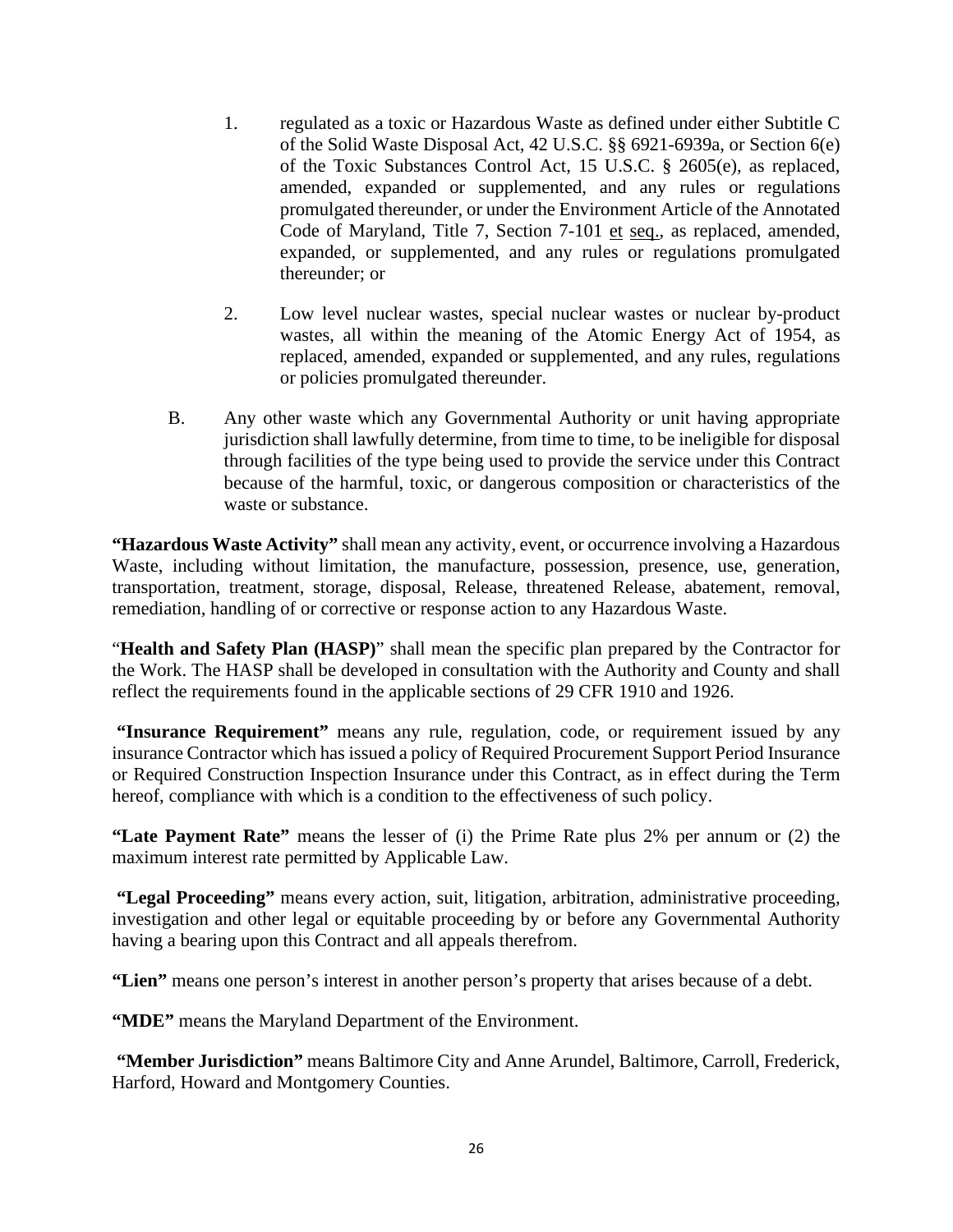1. regulated as a toxic or Hazardous Waste as defined under either Subtitle C of the Solid Waste Disposal Act, 42 U.S.C. §§ 6921-6939a, or Section 6(e) of the Toxic Substances Control Act, 15 U.S.C. § 2605(e), as replaced, amended, expanded or supplemented, and any rules or regulations promulgated thereunder, or under the Environment Article of the Annotated Code of Maryland, Title 7, Section 7-101 et seq., as replaced, amended, expanded, or supplemented, and any rules or regulations promulgated thereunder; or

2. Low level nuclear wastes, special nuclear wastes or nuclear by-product wastes, all within the meaning of the Atomic Energy Act of 1954, as replaced, amended, expanded or supplemented, and any rules, regulations or policies promulgated thereunder.

B. Any other waste which any Governmental Authority or unit having appropriate jurisdiction shall lawfully determine, from time to time, to be ineligible for disposal through facilities of the type being used to provide the service under this Contract because of the harmful, toxic, or dangerous composition or characteristics of the waste or substance.

**"Hazardous Waste Activity"** shall mean any activity, event, or occurrence involving a Hazardous Waste, including without limitation, the manufacture, possession, presence, use, generation, transportation, treatment, storage, disposal, Release, threatened Release, abatement, removal, remediation, handling of or corrective or response action to any Hazardous Waste.

"**Health and Safety Plan (HASP)**" shall mean the specific plan prepared by the Contractor for the Work. The HASP shall be developed in consultation with the Authority and County and shall reflect the requirements found in the applicable sections of 29 CFR 1910 and 1926.

**"Insurance Requirement"** means any rule, regulation, code, or requirement issued by any insurance Contractor which has issued a policy of Required Procurement Support Period Insurance or Required Construction Inspection Insurance under this Contract, as in effect during the Term hereof, compliance with which is a condition to the effectiveness of such policy.

**"Late Payment Rate"** means the lesser of (i) the Prime Rate plus 2% per annum or (2) the maximum interest rate permitted by Applicable Law.

**"Legal Proceeding"** means every action, suit, litigation, arbitration, administrative proceeding, investigation and other legal or equitable proceeding by or before any Governmental Authority having a bearing upon this Contract and all appeals therefrom.

**"Lien"** means one person's interest in another person's property that arises because of a debt.

**"MDE"** means the Maryland Department of the Environment.

**"Member Jurisdiction"** means Baltimore City and Anne Arundel, Baltimore, Carroll, Frederick, Harford, Howard and Montgomery Counties.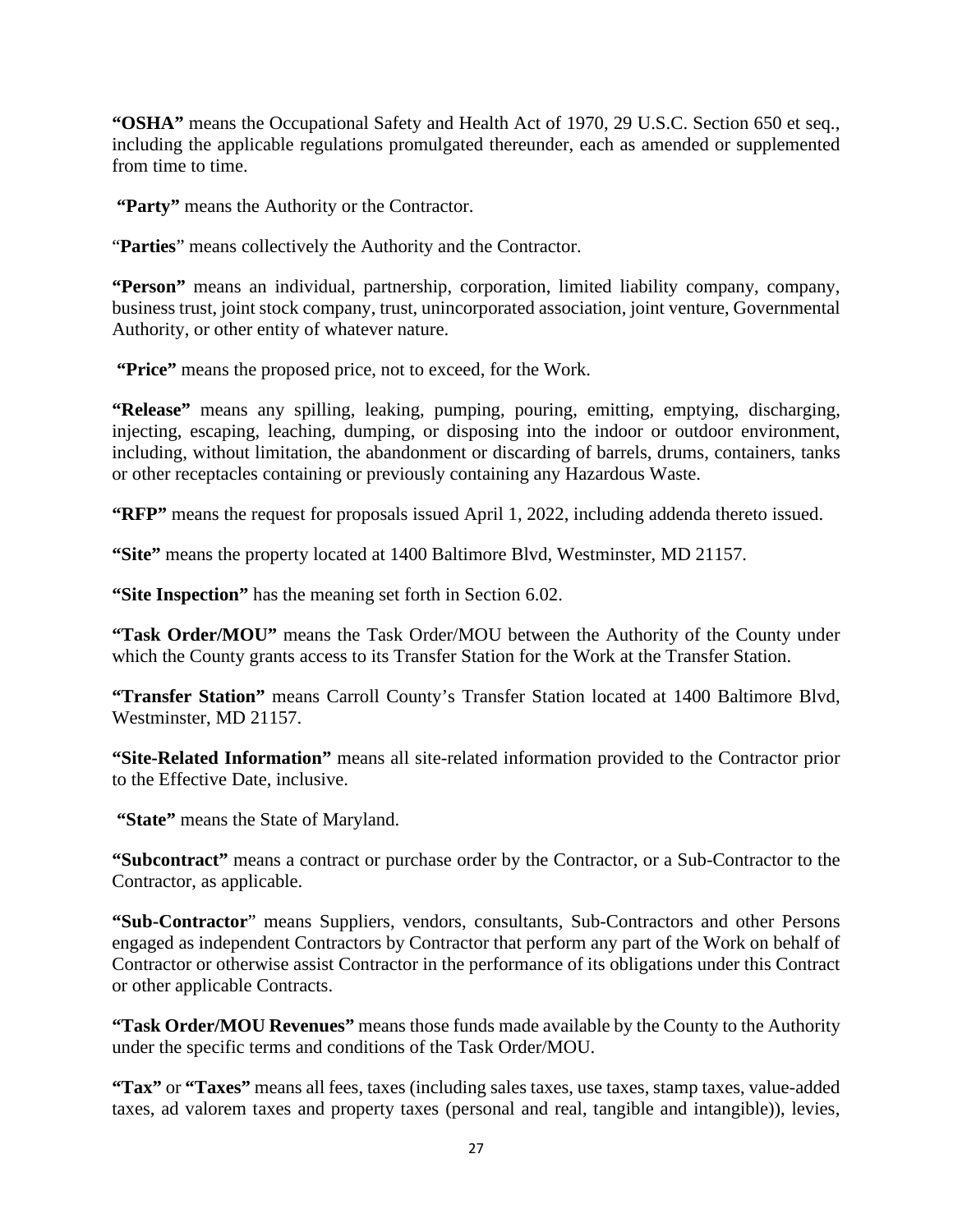**"OSHA"** means the Occupational Safety and Health Act of 1970, 29 U.S.C. Section 650 et seq., including the applicable regulations promulgated thereunder, each as amended or supplemented from time to time.

**"Party"** means the Authority or the Contractor.

"**Parties**" means collectively the Authority and the Contractor.

**"Person"** means an individual, partnership, corporation, limited liability company, company, business trust, joint stock company, trust, unincorporated association, joint venture, Governmental Authority, or other entity of whatever nature.

**"Price"** means the proposed price, not to exceed, for the Work.

**"Release"** means any spilling, leaking, pumping, pouring, emitting, emptying, discharging, injecting, escaping, leaching, dumping, or disposing into the indoor or outdoor environment, including, without limitation, the abandonment or discarding of barrels, drums, containers, tanks or other receptacles containing or previously containing any Hazardous Waste.

**"RFP"** means the request for proposals issued April 1, 2022, including addenda thereto issued.

**"Site"** means the property located at 1400 Baltimore Blvd, Westminster, MD 21157.

**"Site Inspection"** has the meaning set forth in Section 6.02.

**"Task Order/MOU"** means the Task Order/MOU between the Authority of the County under which the County grants access to its Transfer Station for the Work at the Transfer Station.

**"Transfer Station"** means Carroll County's Transfer Station located at 1400 Baltimore Blvd, Westminster, MD 21157.

**"Site-Related Information"** means all site-related information provided to the Contractor prior to the Effective Date, inclusive.

**"State"** means the State of Maryland.

**"Subcontract"** means a contract or purchase order by the Contractor, or a Sub-Contractor to the Contractor, as applicable.

**"Sub-Contractor**" means Suppliers, vendors, consultants, Sub-Contractors and other Persons engaged as independent Contractors by Contractor that perform any part of the Work on behalf of Contractor or otherwise assist Contractor in the performance of its obligations under this Contract or other applicable Contracts.

**"Task Order/MOU Revenues"** means those funds made available by the County to the Authority under the specific terms and conditions of the Task Order/MOU.

**"Tax"** or **"Taxes"** means all fees, taxes (including sales taxes, use taxes, stamp taxes, value-added taxes, ad valorem taxes and property taxes (personal and real, tangible and intangible)), levies,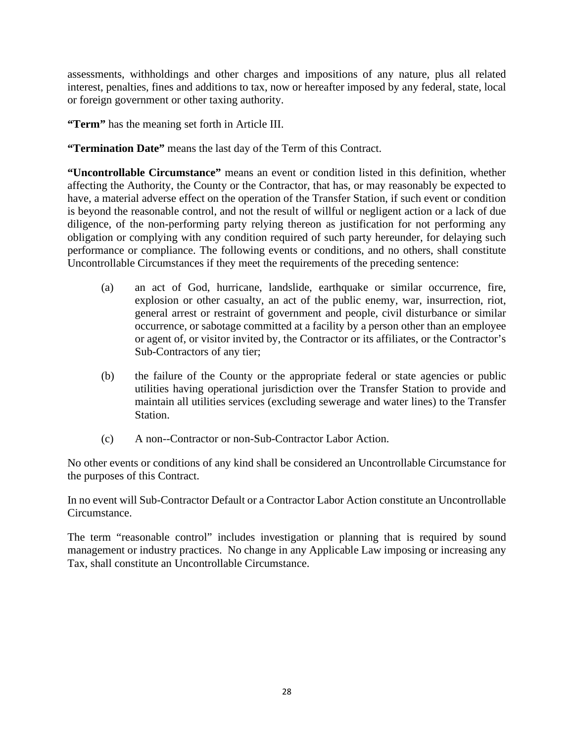assessments, withholdings and other charges and impositions of any nature, plus all related interest, penalties, fines and additions to tax, now or hereafter imposed by any federal, state, local or foreign government or other taxing authority.

**"Term"** has the meaning set forth in Article III.

**"Termination Date"** means the last day of the Term of this Contract.

**"Uncontrollable Circumstance"** means an event or condition listed in this definition, whether affecting the Authority, the County or the Contractor, that has, or may reasonably be expected to have, a material adverse effect on the operation of the Transfer Station, if such event or condition is beyond the reasonable control, and not the result of willful or negligent action or a lack of due diligence, of the non-performing party relying thereon as justification for not performing any obligation or complying with any condition required of such party hereunder, for delaying such performance or compliance. The following events or conditions, and no others, shall constitute Uncontrollable Circumstances if they meet the requirements of the preceding sentence:

(a) an act of God, hurricane, landslide, earthquake or similar occurrence, fire, explosion or other casualty, an act of the public enemy, war, insurrection, riot, general arrest or restraint of government and people, civil disturbance or similar occurrence, or sabotage committed at a facility by a person other than an employee or agent of, or visitor invited by, the Contractor or its affiliates, or the Contractor's Sub-Contractors of any tier;

(b) the failure of the County or the appropriate federal or state agencies or public utilities having operational jurisdiction over the Transfer Station to provide and maintain all utilities services (excluding sewerage and water lines) to the Transfer Station.

(c) A non--Contractor or non-Sub-Contractor Labor Action.

No other events or conditions of any kind shall be considered an Uncontrollable Circumstance for the purposes of this Contract.

In no event will Sub-Contractor Default or a Contractor Labor Action constitute an Uncontrollable Circumstance.

The term "reasonable control" includes investigation or planning that is required by sound management or industry practices. No change in any Applicable Law imposing or increasing any Tax, shall constitute an Uncontrollable Circumstance.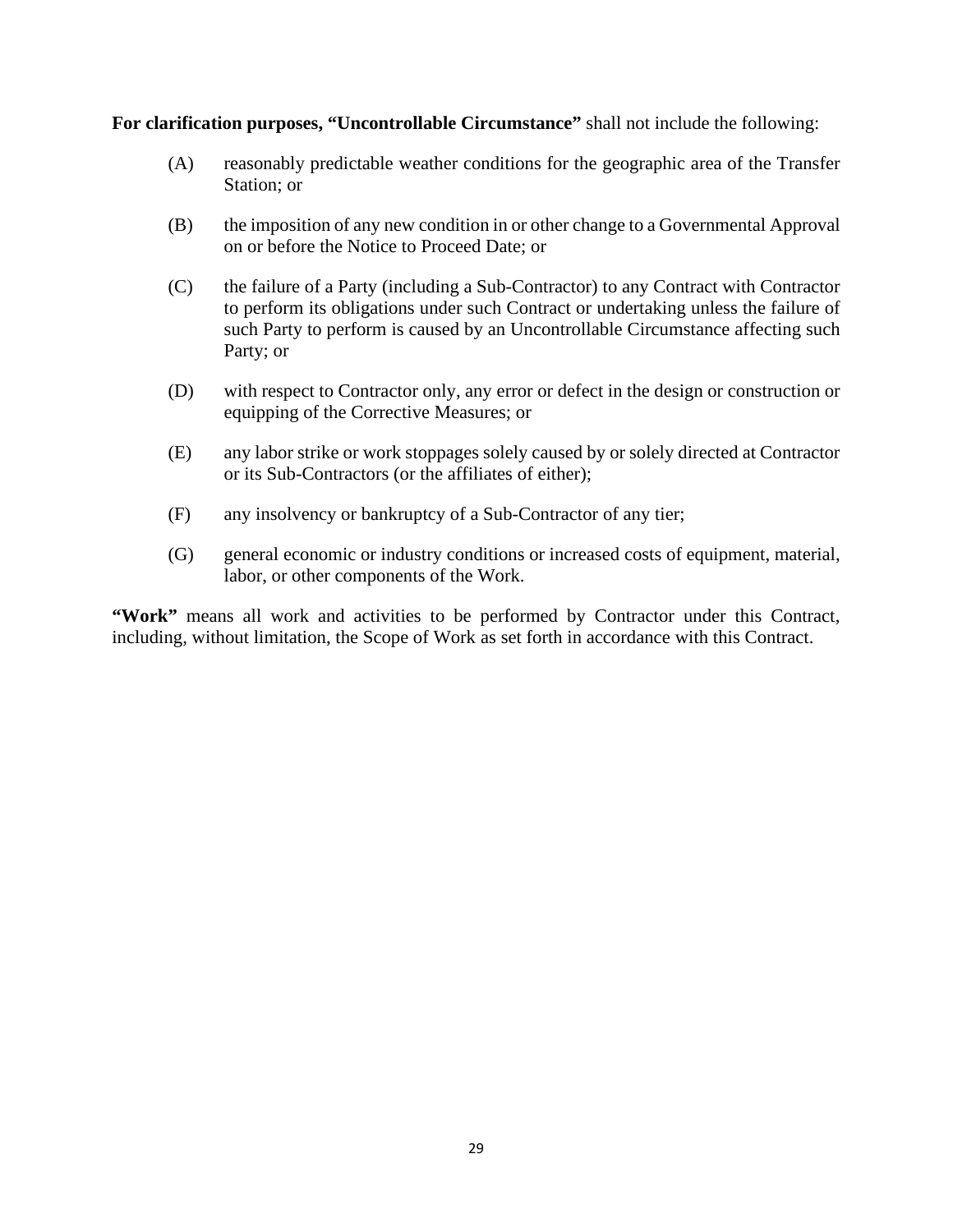**For clarification purposes, "Uncontrollable Circumstance"** shall not include the following:

(A) reasonably predictable weather conditions for the geographic area of the Transfer Station; or

(B) the imposition of any new condition in or other change to a Governmental Approval on or before the Notice to Proceed Date; or

(C) the failure of a Party (including a Sub-Contractor) to any Contract with Contractor to perform its obligations under such Contract or undertaking unless the failure of such Party to perform is caused by an Uncontrollable Circumstance affecting such Party; or

(D) with respect to Contractor only, any error or defect in the design or construction or equipping of the Corrective Measures; or

(E) any labor strike or work stoppages solely caused by or solely directed at Contractor or its Sub-Contractors (or the affiliates of either);

(F) any insolvency or bankruptcy of a Sub-Contractor of any tier;

(G) general economic or industry conditions or increased costs of equipment, material, labor, or other components of the Work.

**"Work"** means all work and activities to be performed by Contractor under this Contract, including, without limitation, the Scope of Work as set forth in accordance with this Contract.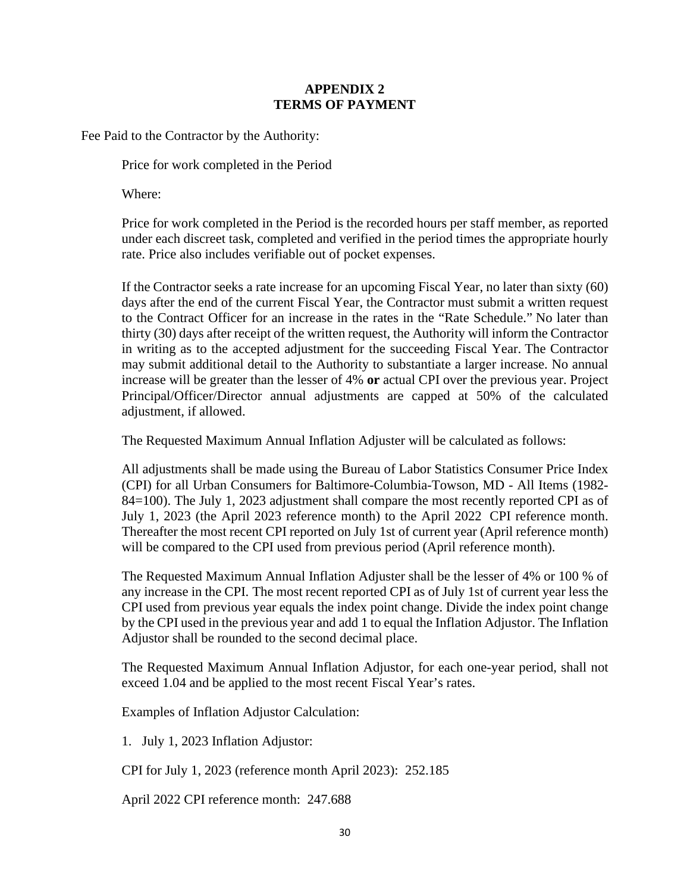## APPENDIX 2
## TERMS OF PAYMENT

Fee Paid to the Contractor by the Authority:

Price for work completed in the Period

Where:

Price for work completed in the Period is the recorded hours per staff member, as reported under each discreet task, completed and verified in the period times the appropriate hourly rate. Price also includes verifiable out of pocket expenses.

If the Contractor seeks a rate increase for an upcoming Fiscal Year, no later than sixty (60) days after the end of the current Fiscal Year, the Contractor must submit a written request to the Contract Officer for an increase in the rates in the "Rate Schedule." No later than thirty (30) days after receipt of the written request, the Authority will inform the Contractor in writing as to the accepted adjustment for the succeeding Fiscal Year. The Contractor may submit additional detail to the Authority to substantiate a larger increase. No annual increase will be greater than the lesser of 4% **or** actual CPI over the previous year. Project Principal/Officer/Director annual adjustments are capped at 50% of the calculated adjustment, if allowed.

The Requested Maximum Annual Inflation Adjuster will be calculated as follows:

All adjustments shall be made using the Bureau of Labor Statistics Consumer Price Index (CPI) for all Urban Consumers for Baltimore-Columbia-Towson, MD - All Items (1982-84=100). The July 1, 2023 adjustment shall compare the most recently reported CPI as of July 1, 2023 (the April 2023 reference month) to the April 2022 CPI reference month. Thereafter the most recent CPI reported on July 1st of current year (April reference month) will be compared to the CPI used from previous period (April reference month).

The Requested Maximum Annual Inflation Adjuster shall be the lesser of 4% or 100 % of any increase in the CPI. The most recent reported CPI as of July 1st of current year less the CPI used from previous year equals the index point change. Divide the index point change by the CPI used in the previous year and add 1 to equal the Inflation Adjustor. The Inflation Adjustor shall be rounded to the second decimal place.

The Requested Maximum Annual Inflation Adjustor, for each one-year period, shall not exceed 1.04 and be applied to the most recent Fiscal Year's rates.

Examples of Inflation Adjustor Calculation:

1. July 1, 2023 Inflation Adjustor:

CPI for July 1, 2023 (reference month April 2023): 252.185

April 2022 CPI reference month: 247.688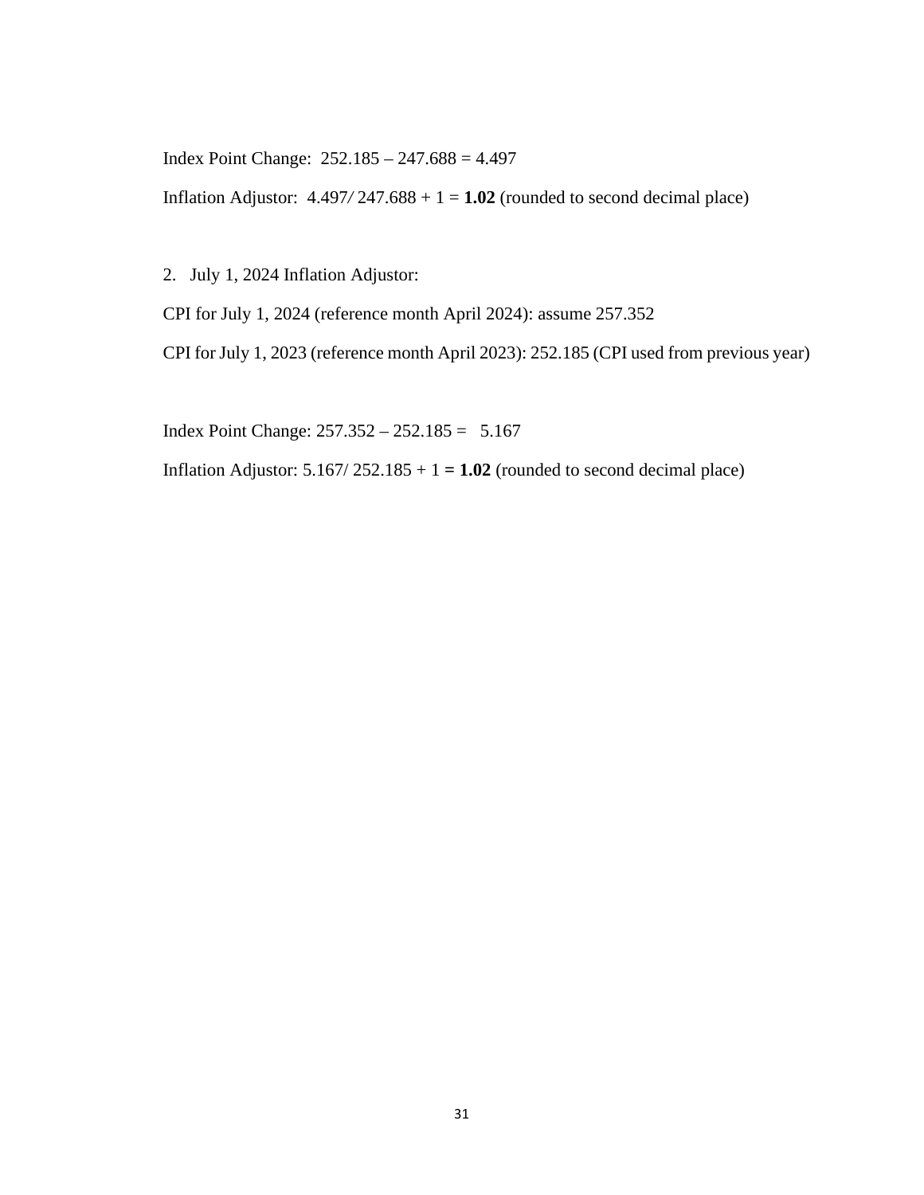Index Point Change: 252.185 – 247.688 = 4.497

Inflation Adjustor: 4.497/ 247.688 + 1 = **1.02** (rounded to second decimal place)

2. July 1, 2024 Inflation Adjustor:

CPI for July 1, 2024 (reference month April 2024): assume 257.352

CPI for July 1, 2023 (reference month April 2023): 252.185 (CPI used from previous year)

Index Point Change: 257.352 – 252.185 = 5.167

Inflation Adjustor: 5.167/ 252.185 + 1 **= 1.02** (rounded to second decimal place)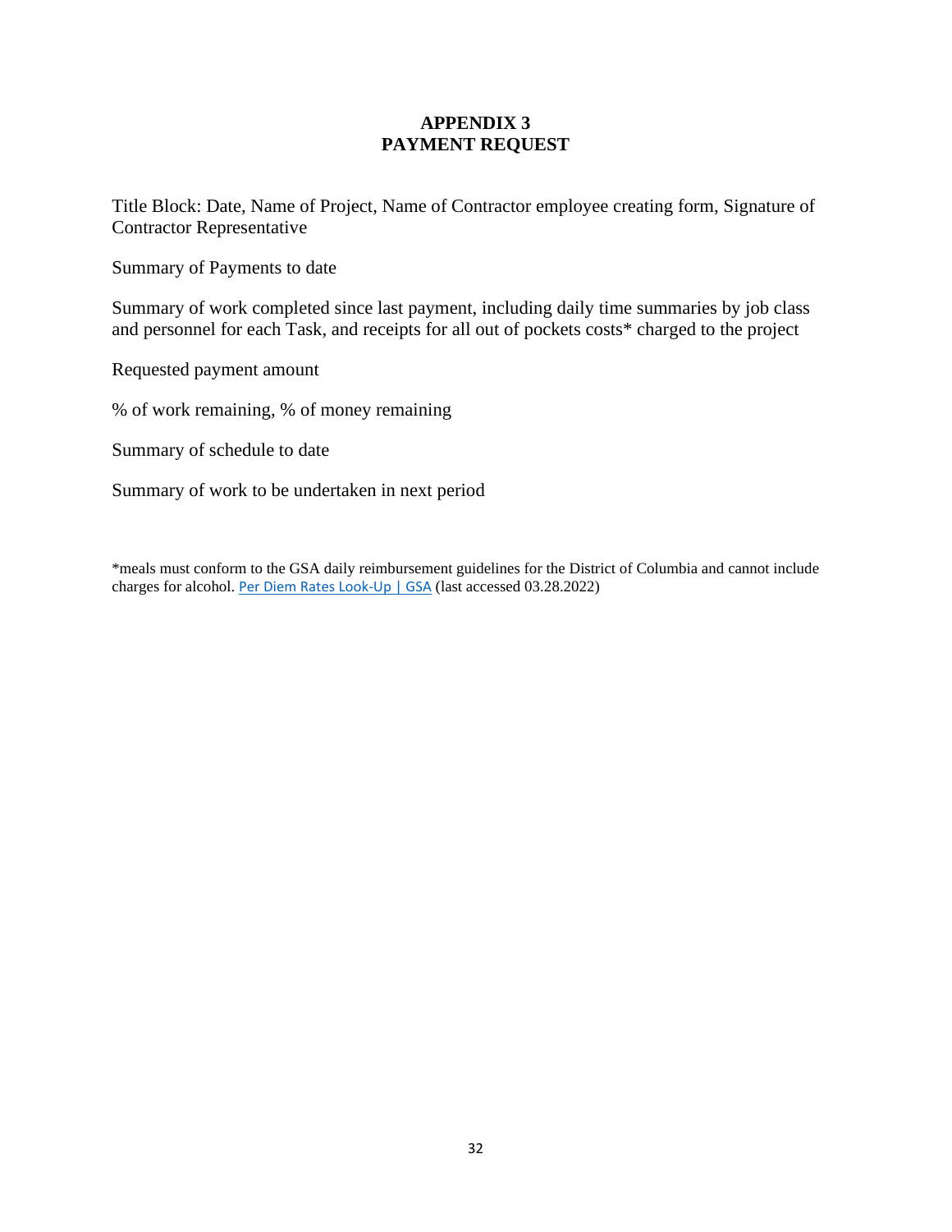# APPENDIX 3
# PAYMENT REQUEST

Title Block: Date, Name of Project, Name of Contractor employee creating form, Signature of Contractor Representative

Summary of Payments to date

Summary of work completed since last payment, including daily time summaries by job class and personnel for each Task, and receipts for all out of pockets costs* charged to the project

Requested payment amount

% of work remaining, % of money remaining

Summary of schedule to date

Summary of work to be undertaken in next period

*meals must conform to the GSA daily reimbursement guidelines for the District of Columbia and cannot include charges for alcohol. Per Diem Rates Look-Up | GSA (last accessed 03.28.2022)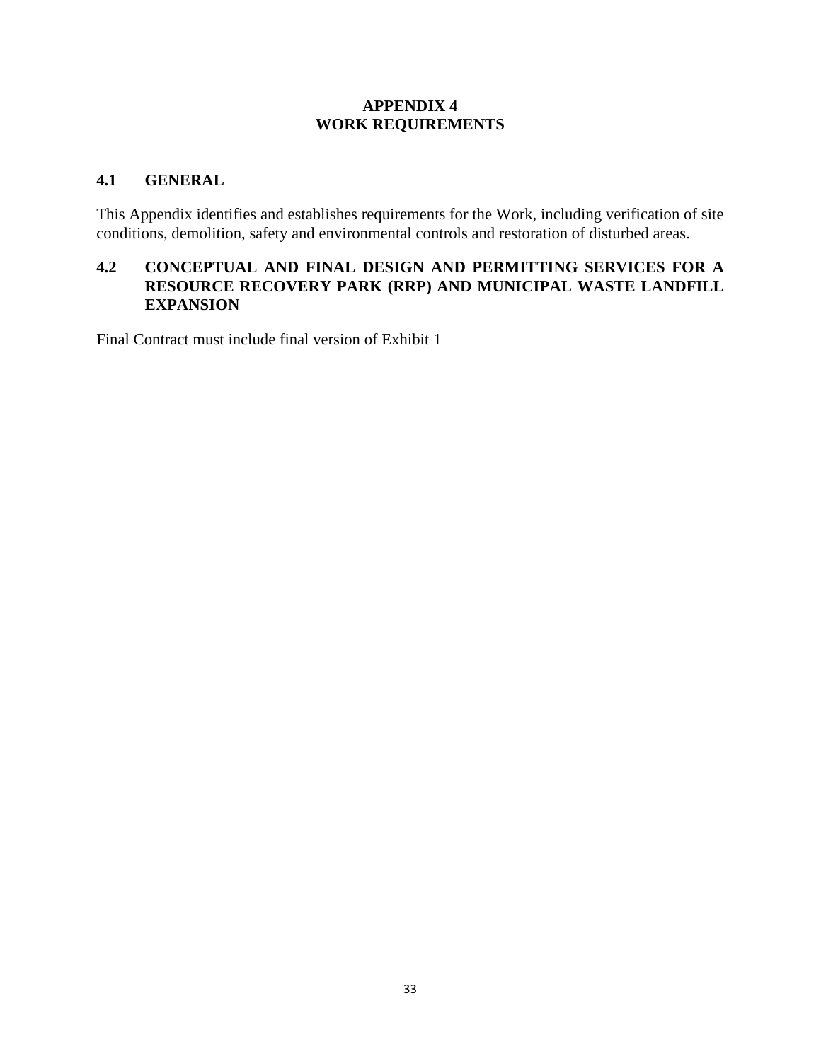# APPENDIX 4
# WORK REQUIREMENTS

## 4.1 GENERAL

This Appendix identifies and establishes requirements for the Work, including verification of site conditions, demolition, safety and environmental controls and restoration of disturbed areas.

## 4.2 CONCEPTUAL AND FINAL DESIGN AND PERMITTING SERVICES FOR A RESOURCE RECOVERY PARK (RRP) AND MUNICIPAL WASTE LANDFILL EXPANSION

Final Contract must include final version of Exhibit 1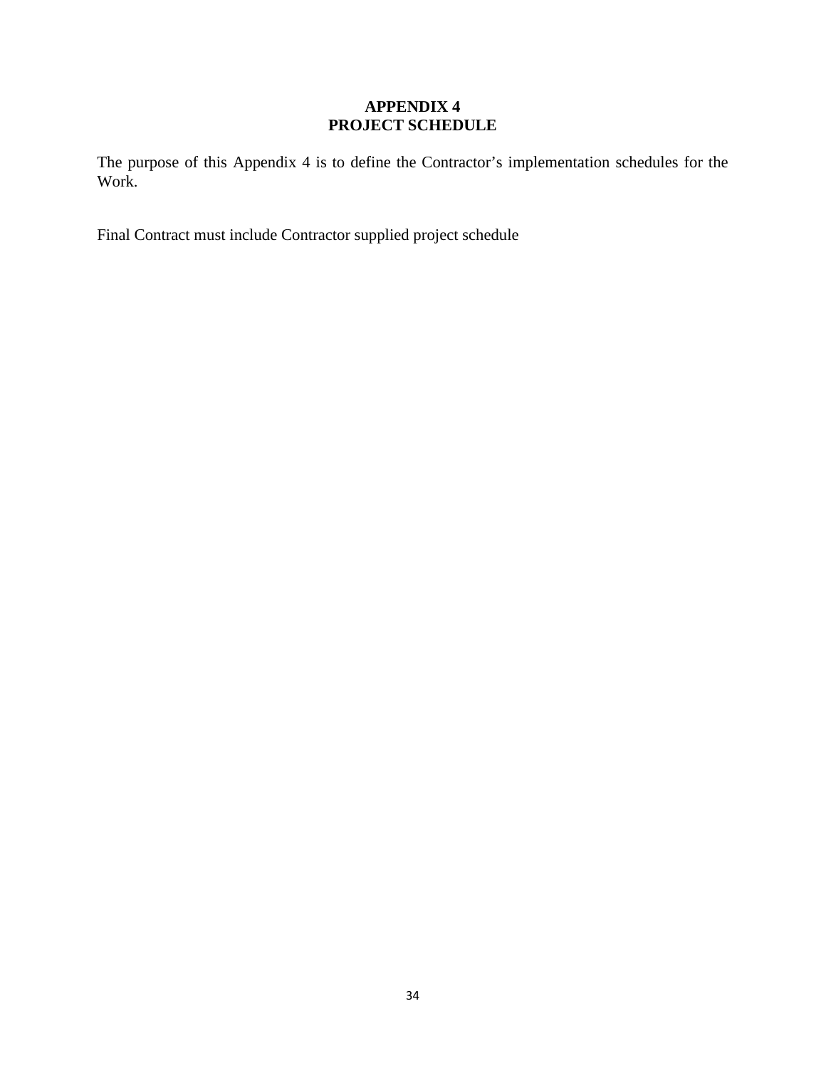# APPENDIX 4
# PROJECT SCHEDULE

The purpose of this Appendix 4 is to define the Contractor's implementation schedules for the Work.

Final Contract must include Contractor supplied project schedule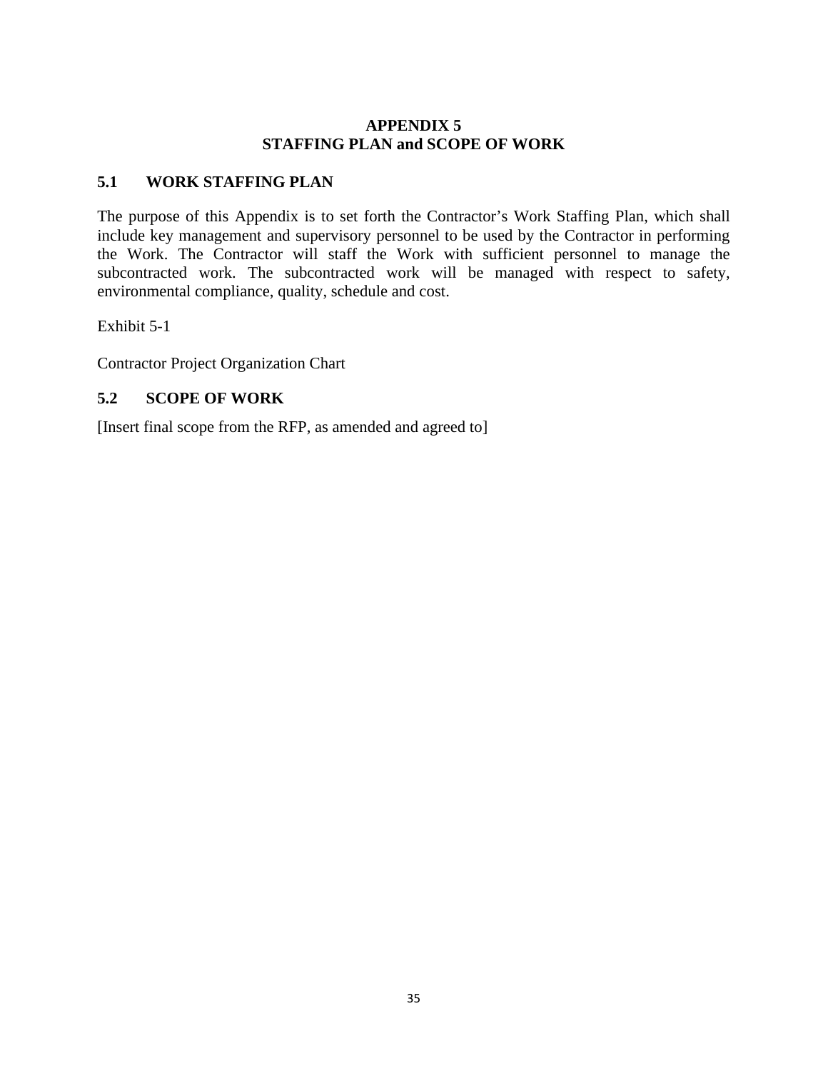# APPENDIX 5
# STAFFING PLAN and SCOPE OF WORK

## 5.1 WORK STAFFING PLAN

The purpose of this Appendix is to set forth the Contractor's Work Staffing Plan, which shall include key management and supervisory personnel to be used by the Contractor in performing the Work. The Contractor will staff the Work with sufficient personnel to manage the subcontracted work. The subcontracted work will be managed with respect to safety, environmental compliance, quality, schedule and cost.

Exhibit 5-1

Contractor Project Organization Chart

## 5.2 SCOPE OF WORK

[Insert final scope from the RFP, as amended and agreed to]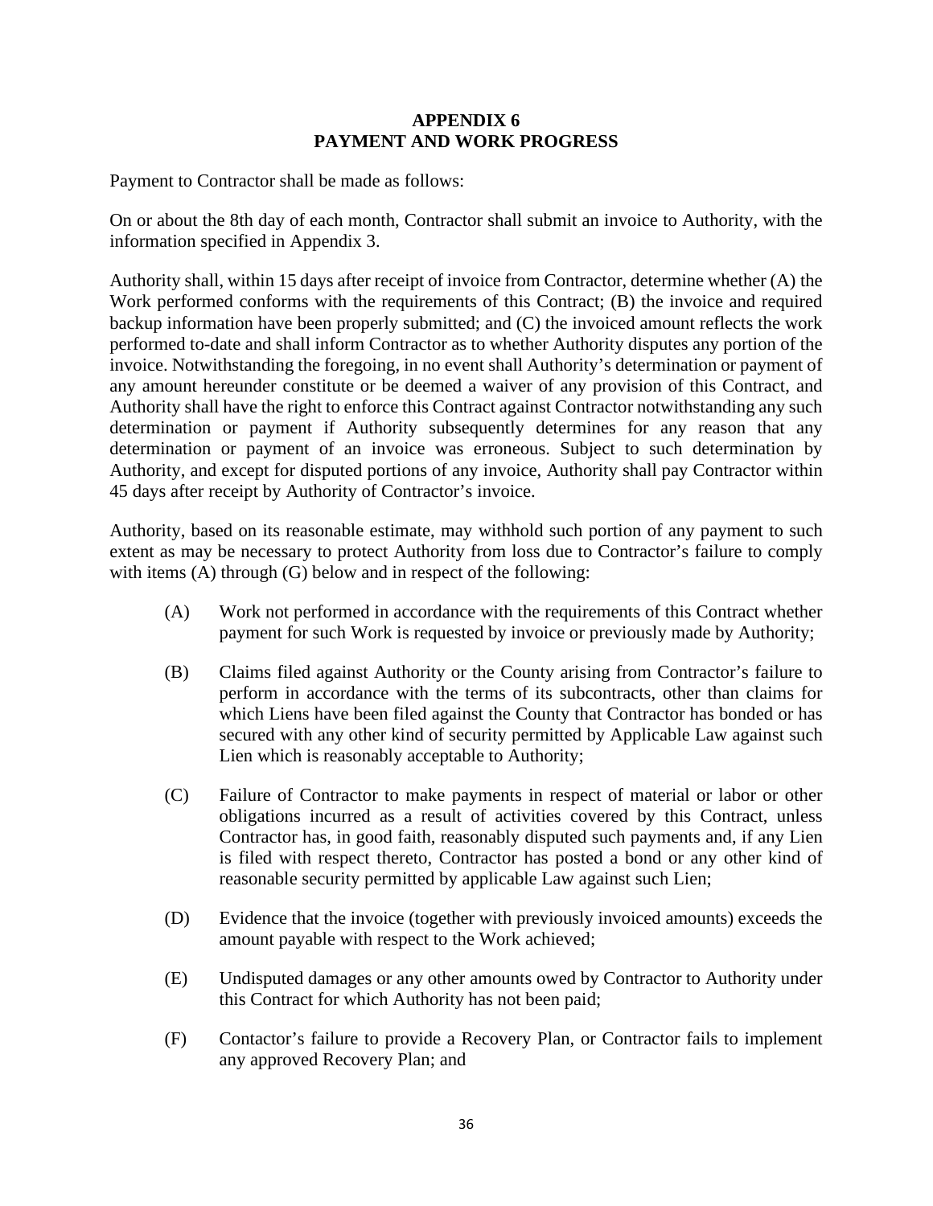# APPENDIX 6
# PAYMENT AND WORK PROGRESS

Payment to Contractor shall be made as follows:

On or about the 8th day of each month, Contractor shall submit an invoice to Authority, with the information specified in Appendix 3.

Authority shall, within 15 days after receipt of invoice from Contractor, determine whether (A) the Work performed conforms with the requirements of this Contract; (B) the invoice and required backup information have been properly submitted; and (C) the invoiced amount reflects the work performed to-date and shall inform Contractor as to whether Authority disputes any portion of the invoice. Notwithstanding the foregoing, in no event shall Authority's determination or payment of any amount hereunder constitute or be deemed a waiver of any provision of this Contract, and Authority shall have the right to enforce this Contract against Contractor notwithstanding any such determination or payment if Authority subsequently determines for any reason that any determination or payment of an invoice was erroneous. Subject to such determination by Authority, and except for disputed portions of any invoice, Authority shall pay Contractor within 45 days after receipt by Authority of Contractor's invoice.

Authority, based on its reasonable estimate, may withhold such portion of any payment to such extent as may be necessary to protect Authority from loss due to Contractor's failure to comply with items (A) through (G) below and in respect of the following:

(A) Work not performed in accordance with the requirements of this Contract whether payment for such Work is requested by invoice or previously made by Authority;

(B) Claims filed against Authority or the County arising from Contractor's failure to perform in accordance with the terms of its subcontracts, other than claims for which Liens have been filed against the County that Contractor has bonded or has secured with any other kind of security permitted by Applicable Law against such Lien which is reasonably acceptable to Authority;

(C) Failure of Contractor to make payments in respect of material or labor or other obligations incurred as a result of activities covered by this Contract, unless Contractor has, in good faith, reasonably disputed such payments and, if any Lien is filed with respect thereto, Contractor has posted a bond or any other kind of reasonable security permitted by applicable Law against such Lien;

(D) Evidence that the invoice (together with previously invoiced amounts) exceeds the amount payable with respect to the Work achieved;

(E) Undisputed damages or any other amounts owed by Contractor to Authority under this Contract for which Authority has not been paid;

(F) Contactor's failure to provide a Recovery Plan, or Contractor fails to implement any approved Recovery Plan; and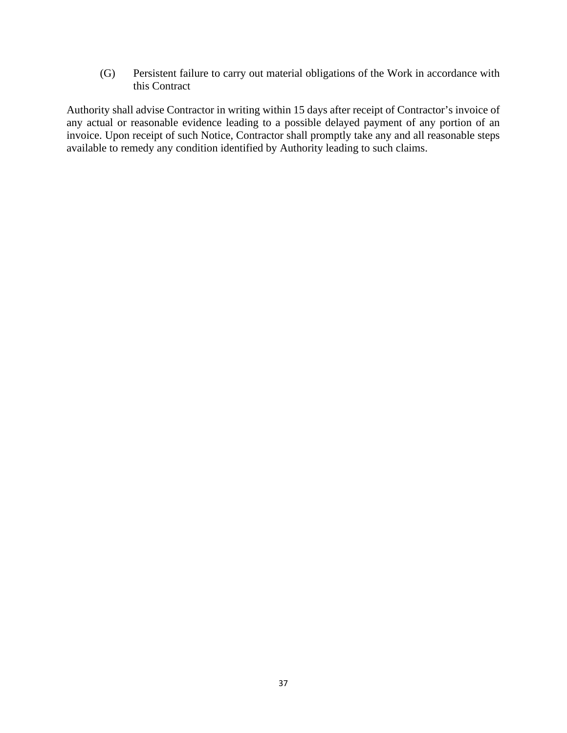(G) Persistent failure to carry out material obligations of the Work in accordance with this Contract

Authority shall advise Contractor in writing within 15 days after receipt of Contractor's invoice of any actual or reasonable evidence leading to a possible delayed payment of any portion of an invoice. Upon receipt of such Notice, Contractor shall promptly take any and all reasonable steps available to remedy any condition identified by Authority leading to such claims.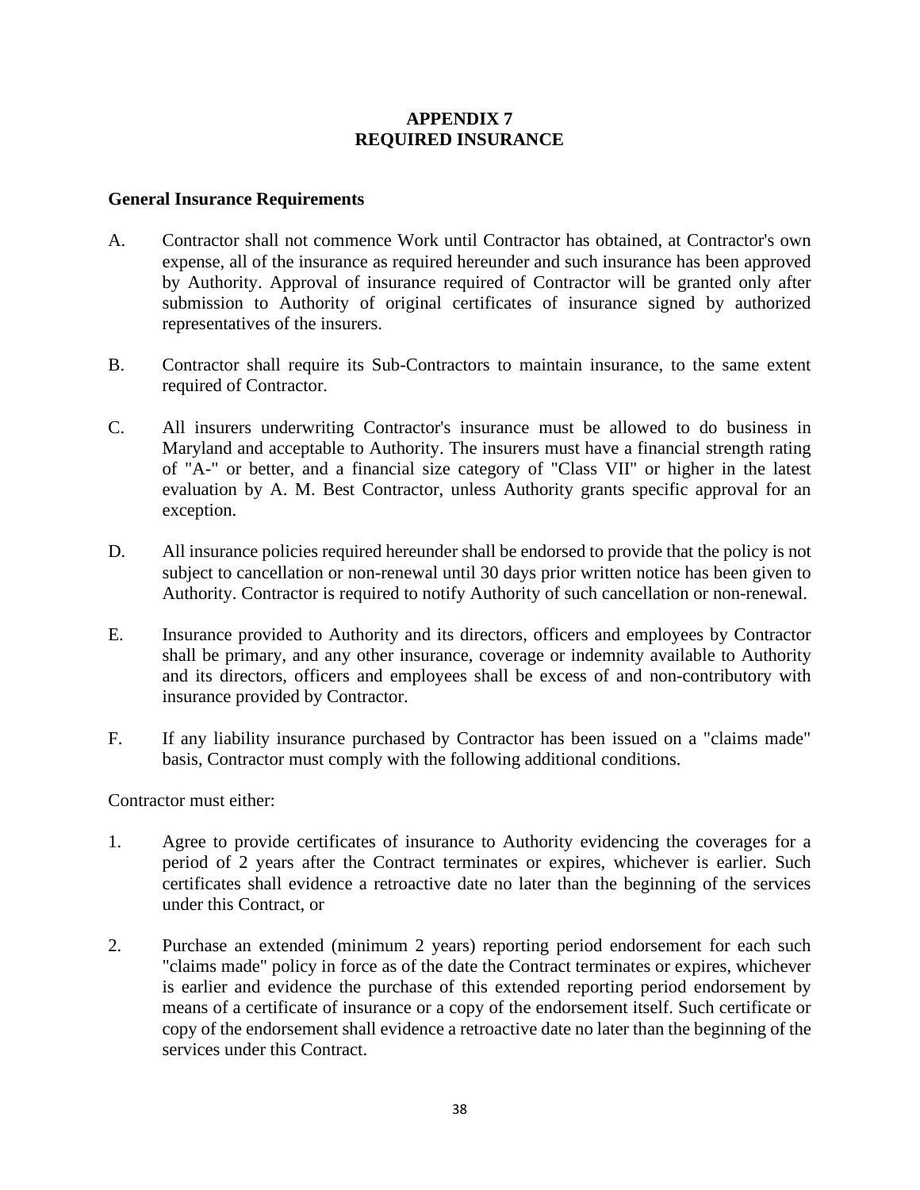# APPENDIX 7
# REQUIRED INSURANCE

### General Insurance Requirements

A. Contractor shall not commence Work until Contractor has obtained, at Contractor's own expense, all of the insurance as required hereunder and such insurance has been approved by Authority. Approval of insurance required of Contractor will be granted only after submission to Authority of original certificates of insurance signed by authorized representatives of the insurers.

B. Contractor shall require its Sub-Contractors to maintain insurance, to the same extent required of Contractor.

C. All insurers underwriting Contractor's insurance must be allowed to do business in Maryland and acceptable to Authority. The insurers must have a financial strength rating of "A-" or better, and a financial size category of "Class VII" or higher in the latest evaluation by A. M. Best Contractor, unless Authority grants specific approval for an exception.

D. All insurance policies required hereunder shall be endorsed to provide that the policy is not subject to cancellation or non-renewal until 30 days prior written notice has been given to Authority. Contractor is required to notify Authority of such cancellation or non-renewal.

E. Insurance provided to Authority and its directors, officers and employees by Contractor shall be primary, and any other insurance, coverage or indemnity available to Authority and its directors, officers and employees shall be excess of and non-contributory with insurance provided by Contractor.

F. If any liability insurance purchased by Contractor has been issued on a "claims made" basis, Contractor must comply with the following additional conditions.

Contractor must either:

1. Agree to provide certificates of insurance to Authority evidencing the coverages for a period of 2 years after the Contract terminates or expires, whichever is earlier. Such certificates shall evidence a retroactive date no later than the beginning of the services under this Contract, or

2. Purchase an extended (minimum 2 years) reporting period endorsement for each such "claims made" policy in force as of the date the Contract terminates or expires, whichever is earlier and evidence the purchase of this extended reporting period endorsement by means of a certificate of insurance or a copy of the endorsement itself. Such certificate or copy of the endorsement shall evidence a retroactive date no later than the beginning of the services under this Contract.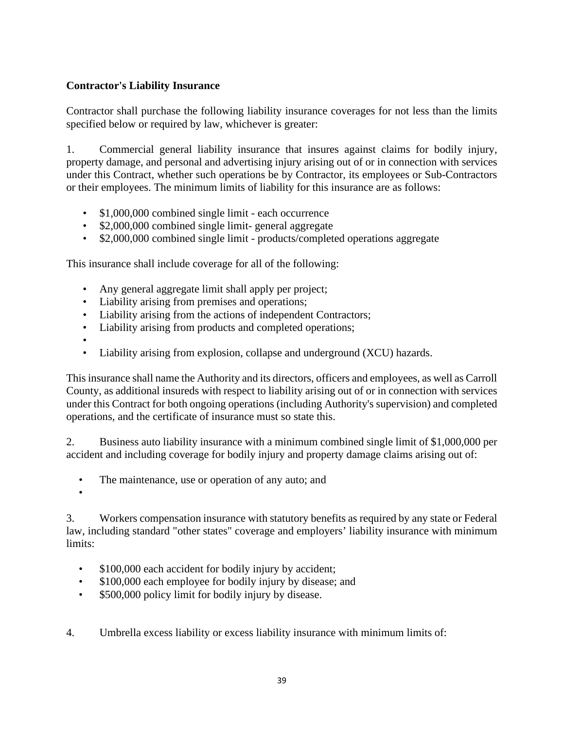**Contractor's Liability Insurance**

Contractor shall purchase the following liability insurance coverages for not less than the limits specified below or required by law, whichever is greater:

1. Commercial general liability insurance that insures against claims for bodily injury, property damage, and personal and advertising injury arising out of or in connection with services under this Contract, whether such operations be by Contractor, its employees or Sub-Contractors or their employees. The minimum limits of liability for this insurance are as follows:

- $1,000,000 combined single limit - each occurrence
- $2,000,000 combined single limit- general aggregate
- $2,000,000 combined single limit - products/completed operations aggregate

This insurance shall include coverage for all of the following:

- Any general aggregate limit shall apply per project;
- Liability arising from premises and operations;
- Liability arising from the actions of independent Contractors;
- Liability arising from products and completed operations;
- 
- Liability arising from explosion, collapse and underground (XCU) hazards.

This insurance shall name the Authority and its directors, officers and employees, as well as Carroll County, as additional insureds with respect to liability arising out of or in connection with services under this Contract for both ongoing operations (including Authority's supervision) and completed operations, and the certificate of insurance must so state this.

2. Business auto liability insurance with a minimum combined single limit of $1,000,000 per accident and including coverage for bodily injury and property damage claims arising out of:

- The maintenance, use or operation of any auto; and
- 

3. Workers compensation insurance with statutory benefits as required by any state or Federal law, including standard "other states" coverage and employers' liability insurance with minimum limits:

- $100,000 each accident for bodily injury by accident;
- $100,000 each employee for bodily injury by disease; and
- $500,000 policy limit for bodily injury by disease.

4. Umbrella excess liability or excess liability insurance with minimum limits of: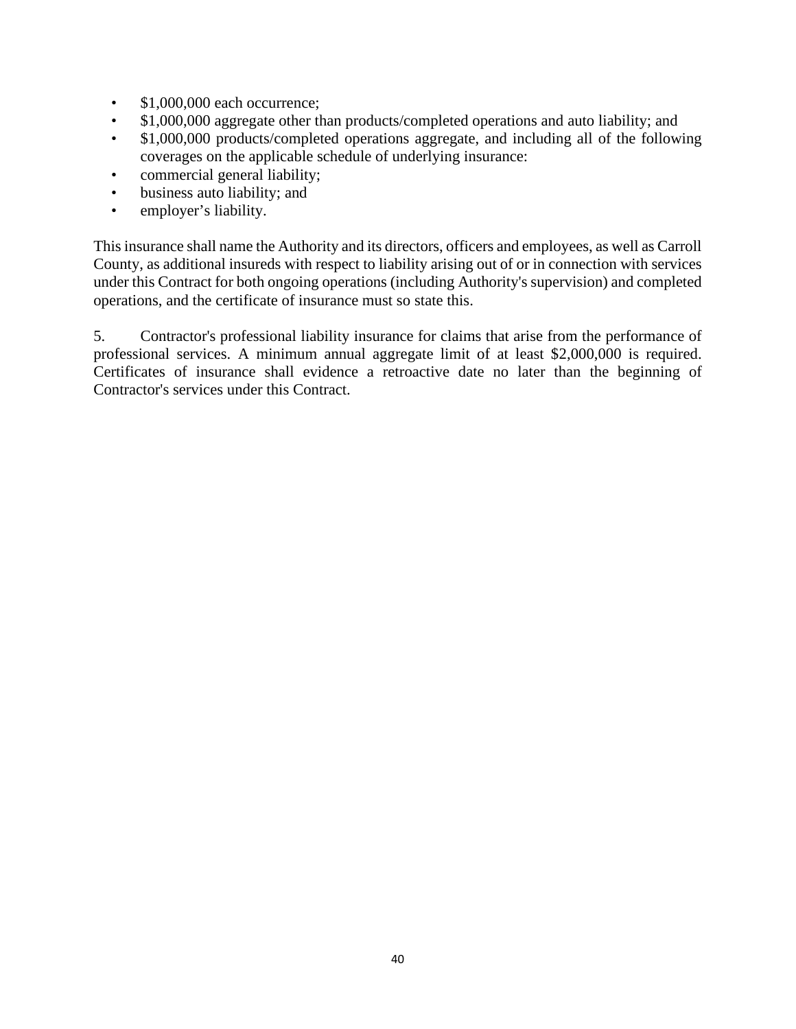- $1,000,000 each occurrence;
- $1,000,000 aggregate other than products/completed operations and auto liability; and
- $1,000,000 products/completed operations aggregate, and including all of the following coverages on the applicable schedule of underlying insurance:
- commercial general liability;
- business auto liability; and
- employer's liability.

This insurance shall name the Authority and its directors, officers and employees, as well as Carroll County, as additional insureds with respect to liability arising out of or in connection with services under this Contract for both ongoing operations (including Authority's supervision) and completed operations, and the certificate of insurance must so state this.

5. Contractor's professional liability insurance for claims that arise from the performance of professional services. A minimum annual aggregate limit of at least $2,000,000 is required. Certificates of insurance shall evidence a retroactive date no later than the beginning of Contractor's services under this Contract.